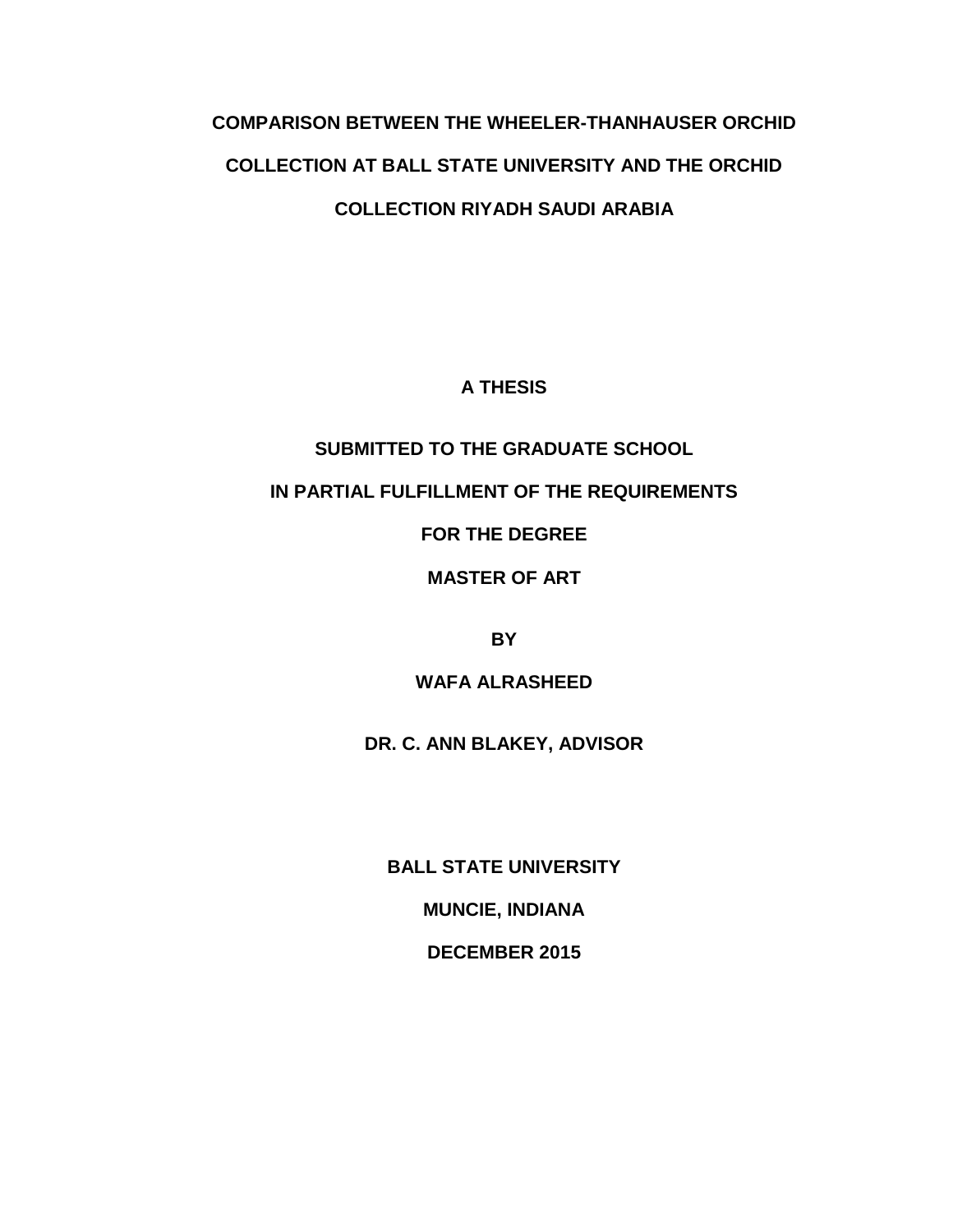# COMPARISON BETWEEN THE WHEELER-THANHAUSER ORCHID COLLECTION AT BALL STATE UNIVERSITY AND THE ORCHID COLLECTION RIYADH SAUDI ARABIA

**A THESIS**

**SUBMITTED TO THE GRADUATE SCHOOL**

**IN PARTIAL FULFILLMENT OF THE REQUIREMENTS**

**FOR THE DEGREE**

**MASTER OF ART**

**BY**

**WAFA ALRASHEED**

**DR. C. ANN BLAKEY, ADVISOR**

**BALL STATE UNIVERSITY**

**MUNCIE, INDIANA**

**DECEMBER 2015**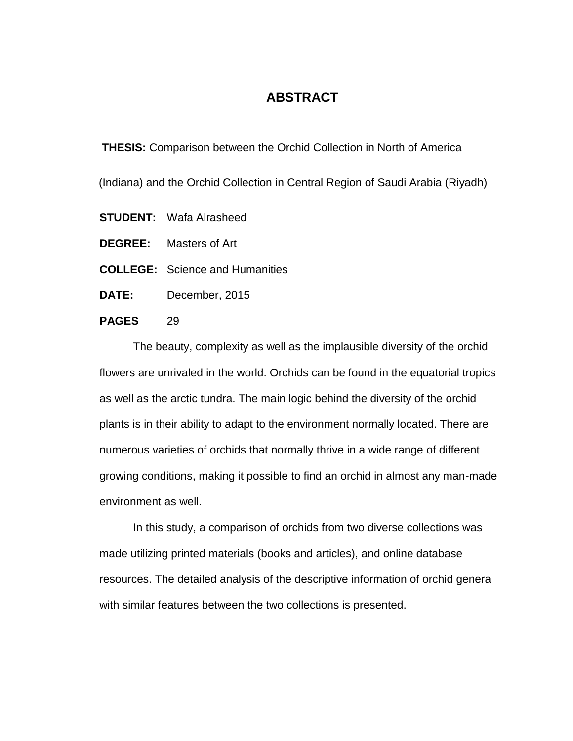# ABSTRACT

**THESIS:** Comparison between the Orchid Collection in North of America (Indiana) and the Orchid Collection in Central Region of Saudi Arabia (Riyadh)

**STUDENT:** Wafa Alrasheed

**DEGREE:** Masters of Art

**COLLEGE:** Science and Humanities

**DATE:** December, 2015

**PAGES** 29

The beauty, complexity as well as the implausible diversity of the orchid flowers are unrivaled in the world. Orchids can be found in the equatorial tropics as well as the arctic tundra. The main logic behind the diversity of the orchid plants is in their ability to adapt to the environment normally located. There are numerous varieties of orchids that normally thrive in a wide range of different growing conditions, making it possible to find an orchid in almost any man-made environment as well.

In this study, a comparison of orchids from two diverse collections was made utilizing printed materials (books and articles), and online database resources. The detailed analysis of the descriptive information of orchid genera with similar features between the two collections is presented.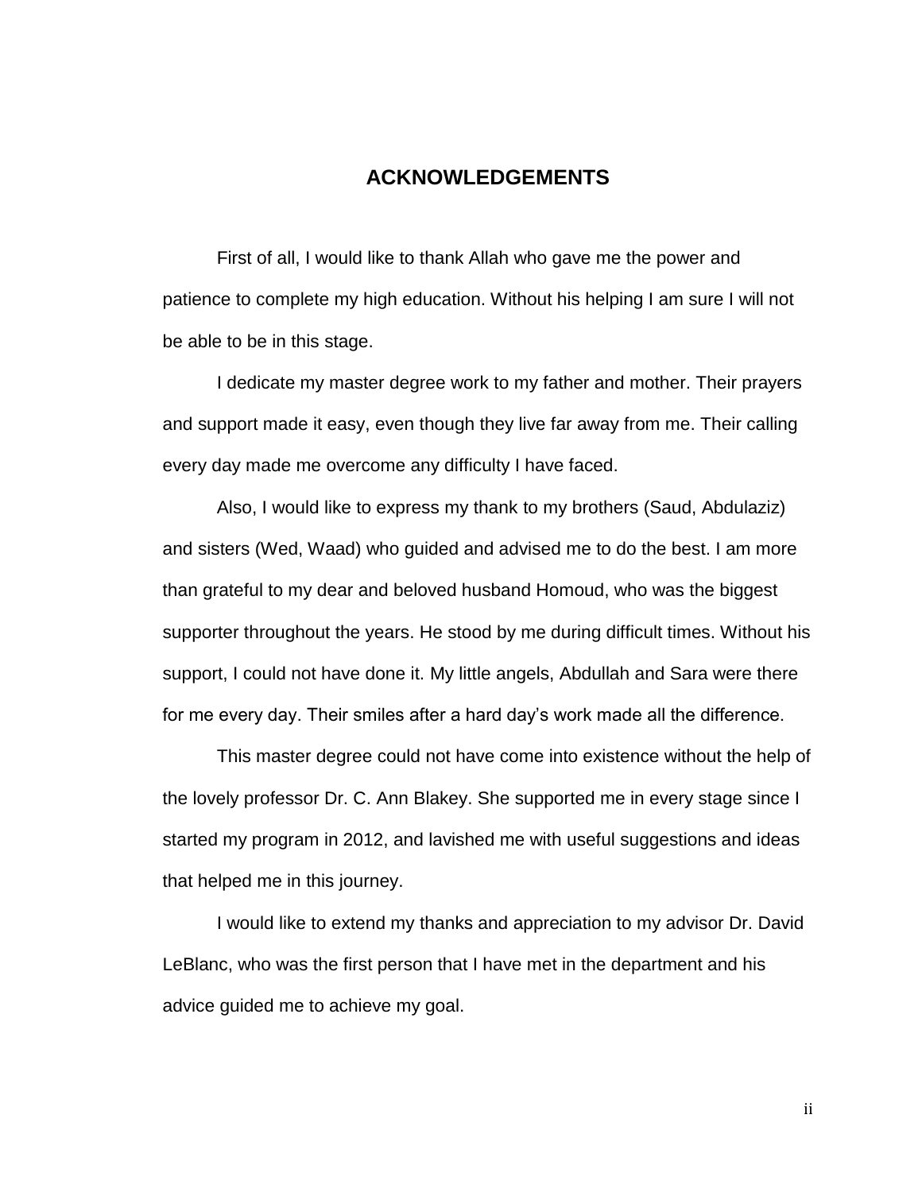## ACKNOWLEDGEMENTS

First of all, I would like to thank Allah who gave me the power and patience to complete my high education. Without his helping I am sure I will not be able to be in this stage.

I dedicate my master degree work to my father and mother. Their prayers and support made it easy, even though they live far away from me. Their calling every day made me overcome any difficulty I have faced.

Also, I would like to express my thank to my brothers (Saud, Abdulaziz) and sisters (Wed, Waad) who guided and advised me to do the best. I am more than grateful to my dear and beloved husband Homoud, who was the biggest supporter throughout the years. He stood by me during difficult times. Without his support, I could not have done it. My little angels, Abdullah and Sara were there for me every day. Their smiles after a hard day's work made all the difference.

This master degree could not have come into existence without the help of the lovely professor Dr. C. Ann Blakey. She supported me in every stage since I started my program in 2012, and lavished me with useful suggestions and ideas that helped me in this journey.

I would like to extend my thanks and appreciation to my advisor Dr. David LeBlanc, who was the first person that I have met in the department and his advice guided me to achieve my goal.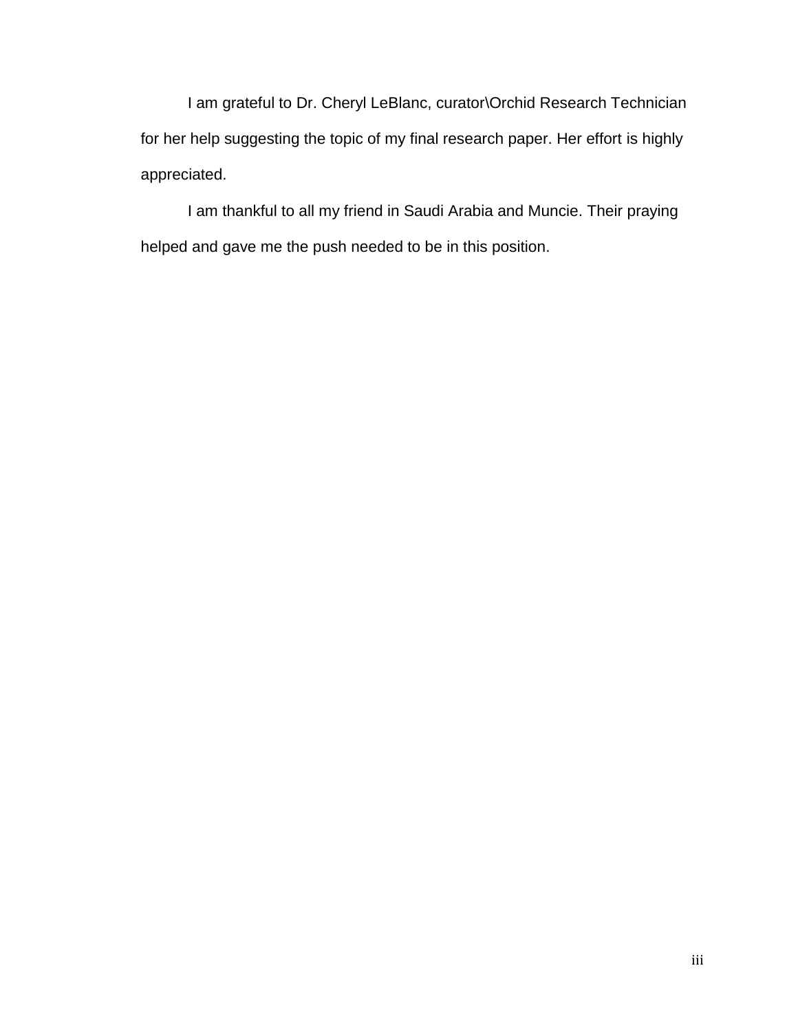I am grateful to Dr. Cheryl LeBlanc, curator\Orchid Research Technician for her help suggesting the topic of my final research paper. Her effort is highly appreciated.

I am thankful to all my friend in Saudi Arabia and Muncie. Their praying helped and gave me the push needed to be in this position.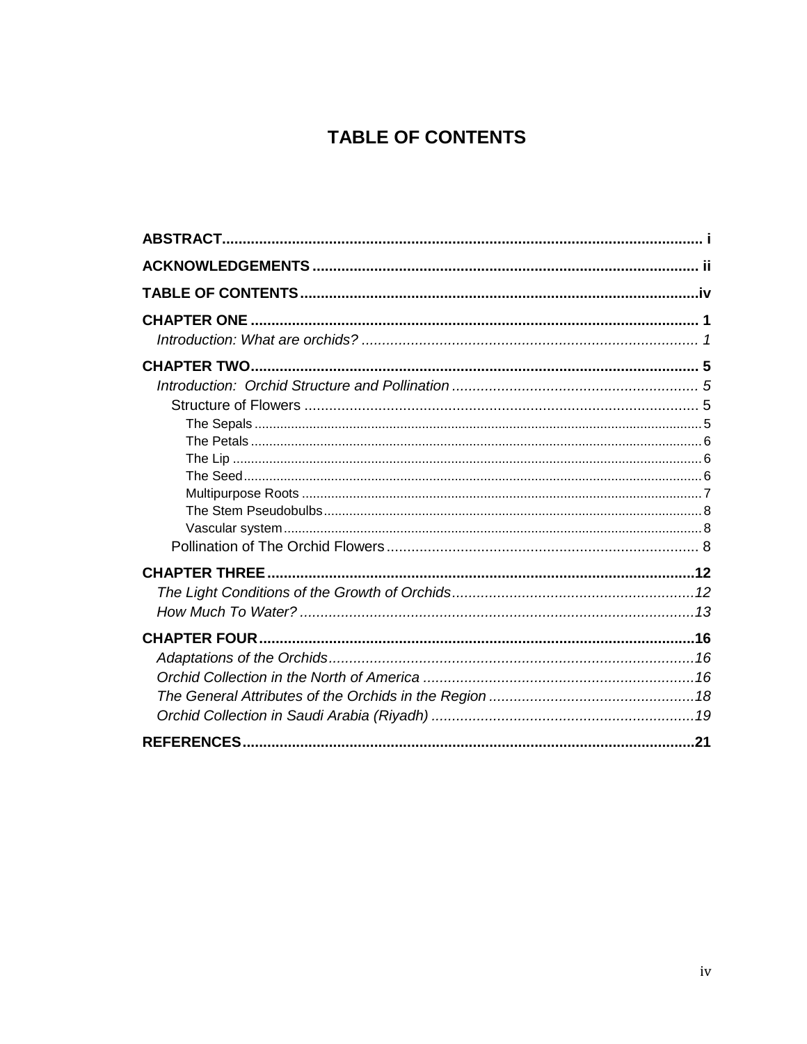# TABLE OF CONTENTS

**ABSTRACT** .................................................................................................... i

**ACKNOWLEDGEMENTS** ............................................................................ ii

**TABLE OF CONTENTS** ..............................................................................iv

**CHAPTER ONE** .......................................................................................... 1

- *Introduction: What are orchids?* ................................................................ 1

**CHAPTER TWO** .......................................................................................... 5

- *Introduction: Orchid Structure and Pollination* ........................................... 5
  - Structure of Flowers ................................................................................ 5
    - The Sepals ........................................................................................ 5
    - The Petals ......................................................................................... 6
    - The Lip .............................................................................................. 6
    - The Seed ........................................................................................... 6
    - Multipurpose Roots ........................................................................... 7
    - The Stem Pseudobulbs ...................................................................... 8
    - Vascular system ................................................................................ 8
  - Pollination of The Orchid Flowers ........................................................... 8

**CHAPTER THREE** ......................................................................................12

- *The Light Conditions of the Growth of Orchids* ..........................................12
- *How Much To Water?* ...............................................................................13

**CHAPTER FOUR** ........................................................................................16

- *Adaptations of the Orchids* ........................................................................16
- *Orchid Collection in the North of America* ..................................................16
- *The General Attributes of the Orchids in the Region* ..................................18
- *Orchid Collection in Saudi Arabia (Riyadh)* ................................................19

**REFERENCES** ............................................................................................21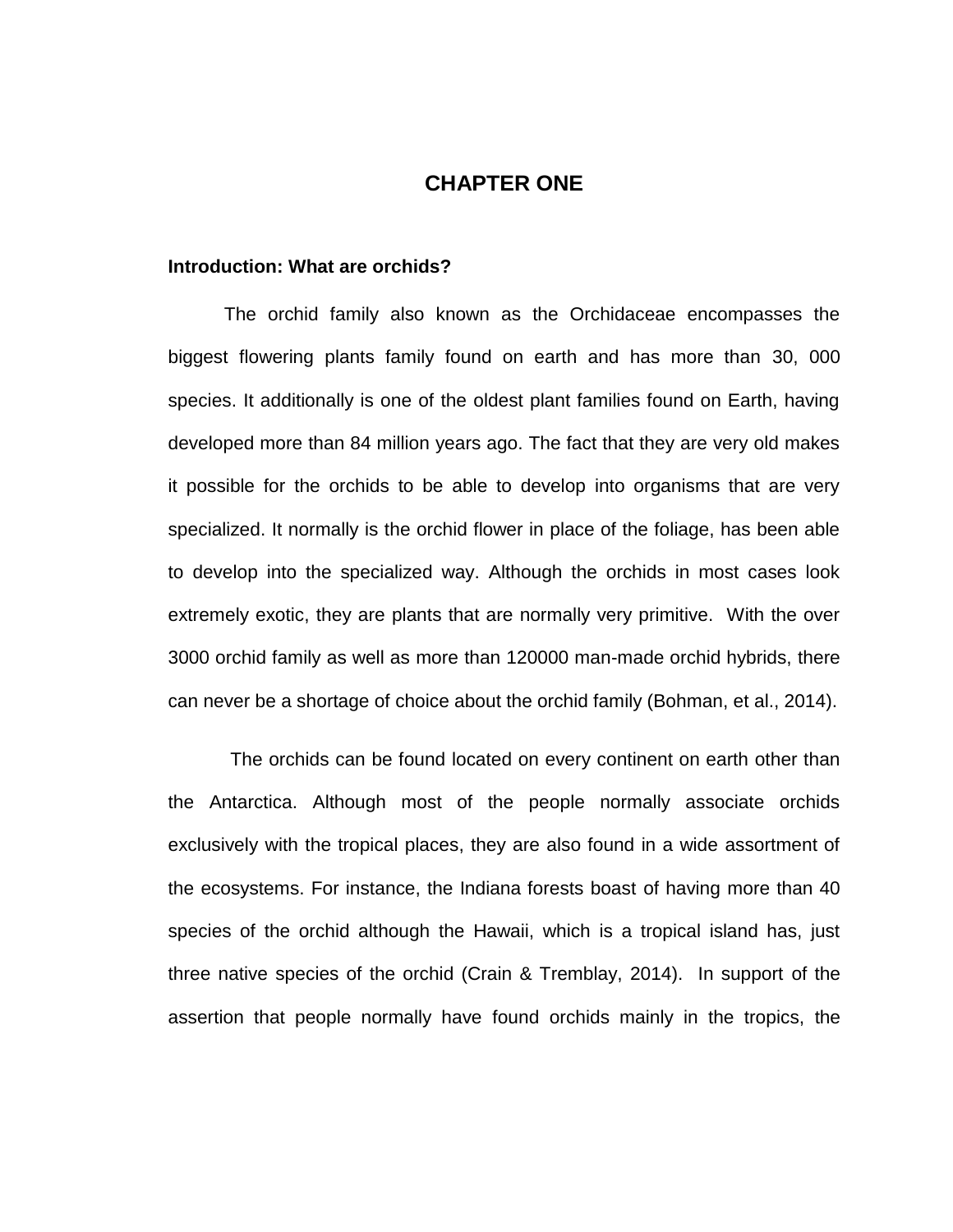# CHAPTER ONE

**Introduction: What are orchids?**

The orchid family also known as the Orchidaceae encompasses the biggest flowering plants family found on earth and has more than 30, 000 species. It additionally is one of the oldest plant families found on Earth, having developed more than 84 million years ago. The fact that they are very old makes it possible for the orchids to be able to develop into organisms that are very specialized. It normally is the orchid flower in place of the foliage, has been able to develop into the specialized way. Although the orchids in most cases look extremely exotic, they are plants that are normally very primitive. With the over 3000 orchid family as well as more than 120000 man-made orchid hybrids, there can never be a shortage of choice about the orchid family (Bohman, et al., 2014).

The orchids can be found located on every continent on earth other than the Antarctica. Although most of the people normally associate orchids exclusively with the tropical places, they are also found in a wide assortment of the ecosystems. For instance, the Indiana forests boast of having more than 40 species of the orchid although the Hawaii, which is a tropical island has, just three native species of the orchid (Crain & Tremblay, 2014). In support of the assertion that people normally have found orchids mainly in the tropics, the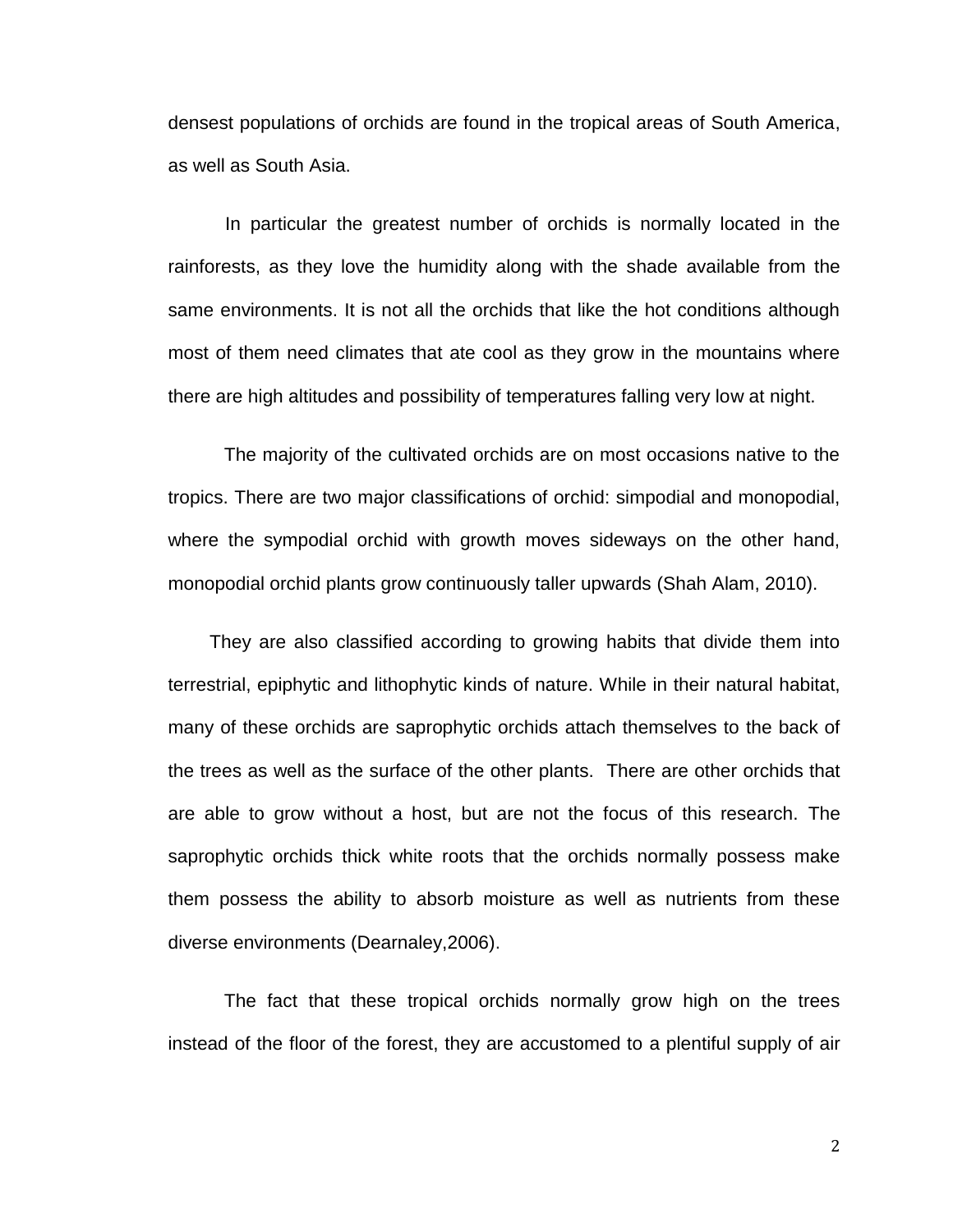densest populations of orchids are found in the tropical areas of South America, as well as South Asia.

In particular the greatest number of orchids is normally located in the rainforests, as they love the humidity along with the shade available from the same environments. It is not all the orchids that like the hot conditions although most of them need climates that ate cool as they grow in the mountains where there are high altitudes and possibility of temperatures falling very low at night.

The majority of the cultivated orchids are on most occasions native to the tropics. There are two major classifications of orchid: simpodial and monopodial, where the sympodial orchid with growth moves sideways on the other hand, monopodial orchid plants grow continuously taller upwards (Shah Alam, 2010).

They are also classified according to growing habits that divide them into terrestrial, epiphytic and lithophytic kinds of nature. While in their natural habitat, many of these orchids are saprophytic orchids attach themselves to the back of the trees as well as the surface of the other plants. There are other orchids that are able to grow without a host, but are not the focus of this research. The saprophytic orchids thick white roots that the orchids normally possess make them possess the ability to absorb moisture as well as nutrients from these diverse environments (Dearnaley,2006).

The fact that these tropical orchids normally grow high on the trees instead of the floor of the forest, they are accustomed to a plentiful supply of air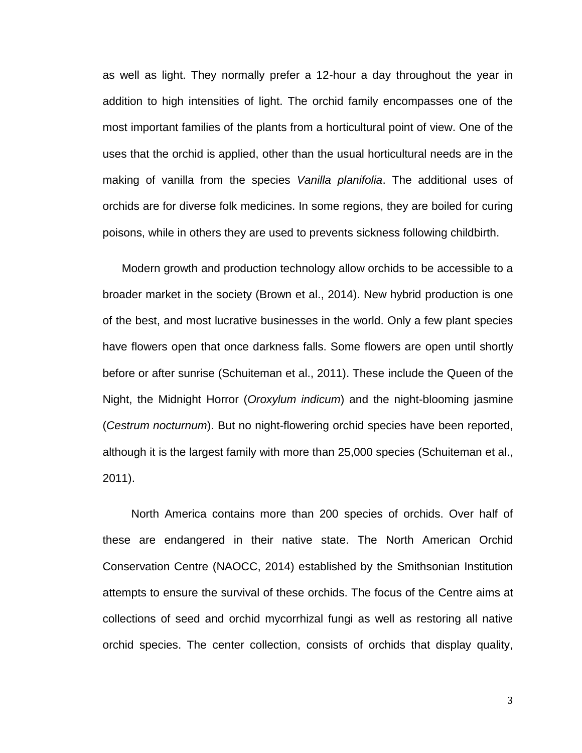as well as light. They normally prefer a 12-hour a day throughout the year in addition to high intensities of light. The orchid family encompasses one of the most important families of the plants from a horticultural point of view. One of the uses that the orchid is applied, other than the usual horticultural needs are in the making of vanilla from the species *Vanilla planifolia*. The additional uses of orchids are for diverse folk medicines. In some regions, they are boiled for curing poisons, while in others they are used to prevents sickness following childbirth.

Modern growth and production technology allow orchids to be accessible to a broader market in the society (Brown et al., 2014). New hybrid production is one of the best, and most lucrative businesses in the world. Only a few plant species have flowers open that once darkness falls. Some flowers are open until shortly before or after sunrise (Schuiteman et al., 2011). These include the Queen of the Night, the Midnight Horror (*Oroxylum indicum*) and the night-blooming jasmine (*Cestrum nocturnum*). But no night-flowering orchid species have been reported, although it is the largest family with more than 25,000 species (Schuiteman et al., 2011).

North America contains more than 200 species of orchids. Over half of these are endangered in their native state. The North American Orchid Conservation Centre (NAOCC, 2014) established by the Smithsonian Institution attempts to ensure the survival of these orchids. The focus of the Centre aims at collections of seed and orchid mycorrhizal fungi as well as restoring all native orchid species. The center collection, consists of orchids that display quality,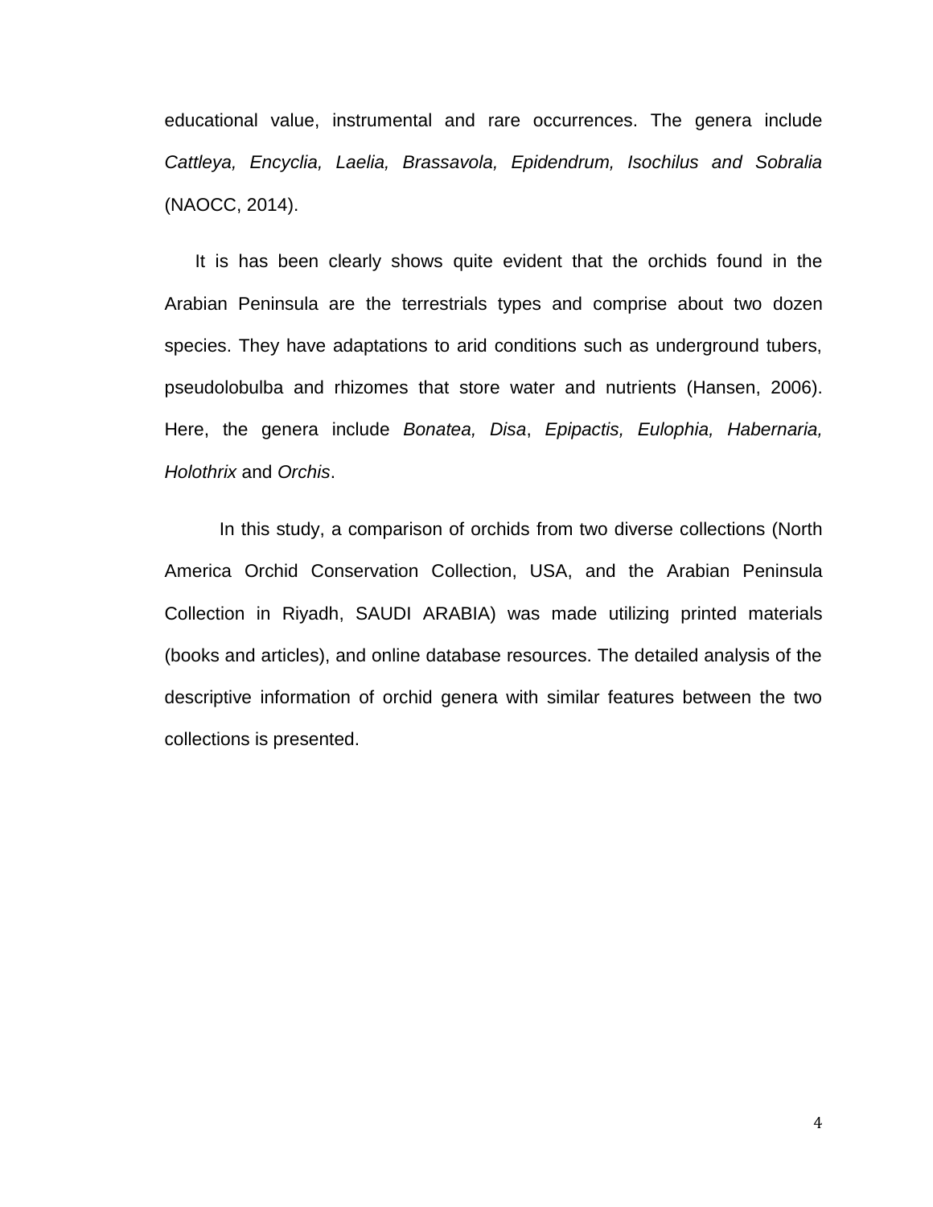educational value, instrumental and rare occurrences. The genera include *Cattleya, Encyclia, Laelia, Brassavola, Epidendrum, Isochilus and Sobralia* (NAOCC, 2014).

It is has been clearly shows quite evident that the orchids found in the Arabian Peninsula are the terrestrials types and comprise about two dozen species. They have adaptations to arid conditions such as underground tubers, pseudolobulba and rhizomes that store water and nutrients (Hansen, 2006). Here, the genera include *Bonatea, Disa*, *Epipactis, Eulophia, Habernaria, Holothrix* and *Orchis*.

In this study, a comparison of orchids from two diverse collections (North America Orchid Conservation Collection, USA, and the Arabian Peninsula Collection in Riyadh, SAUDI ARABIA) was made utilizing printed materials (books and articles), and online database resources. The detailed analysis of the descriptive information of orchid genera with similar features between the two collections is presented.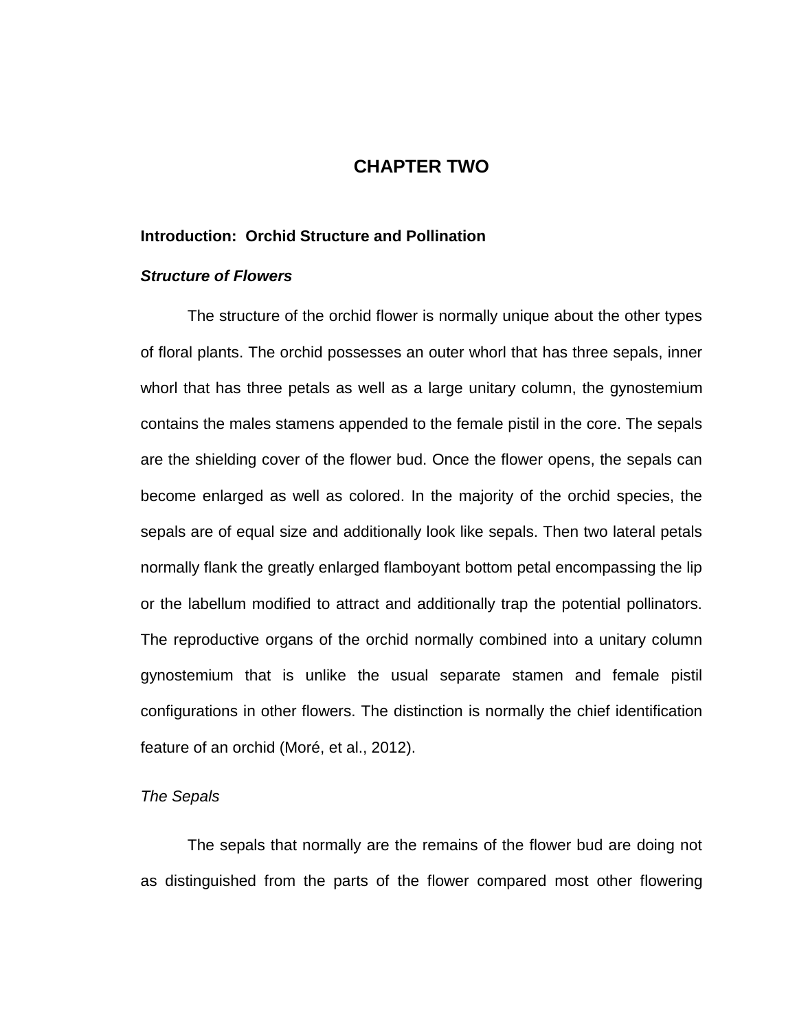# CHAPTER TWO

## Introduction: Orchid Structure and Pollination

### *Structure of Flowers*

The structure of the orchid flower is normally unique about the other types of floral plants. The orchid possesses an outer whorl that has three sepals, inner whorl that has three petals as well as a large unitary column, the gynostemium contains the males stamens appended to the female pistil in the core. The sepals are the shielding cover of the flower bud. Once the flower opens, the sepals can become enlarged as well as colored. In the majority of the orchid species, the sepals are of equal size and additionally look like sepals. Then two lateral petals normally flank the greatly enlarged flamboyant bottom petal encompassing the lip or the labellum modified to attract and additionally trap the potential pollinators. The reproductive organs of the orchid normally combined into a unitary column gynostemium that is unlike the usual separate stamen and female pistil configurations in other flowers. The distinction is normally the chief identification feature of an orchid (Moré, et al., 2012).

#### *The Sepals*

The sepals that normally are the remains of the flower bud are doing not as distinguished from the parts of the flower compared most other flowering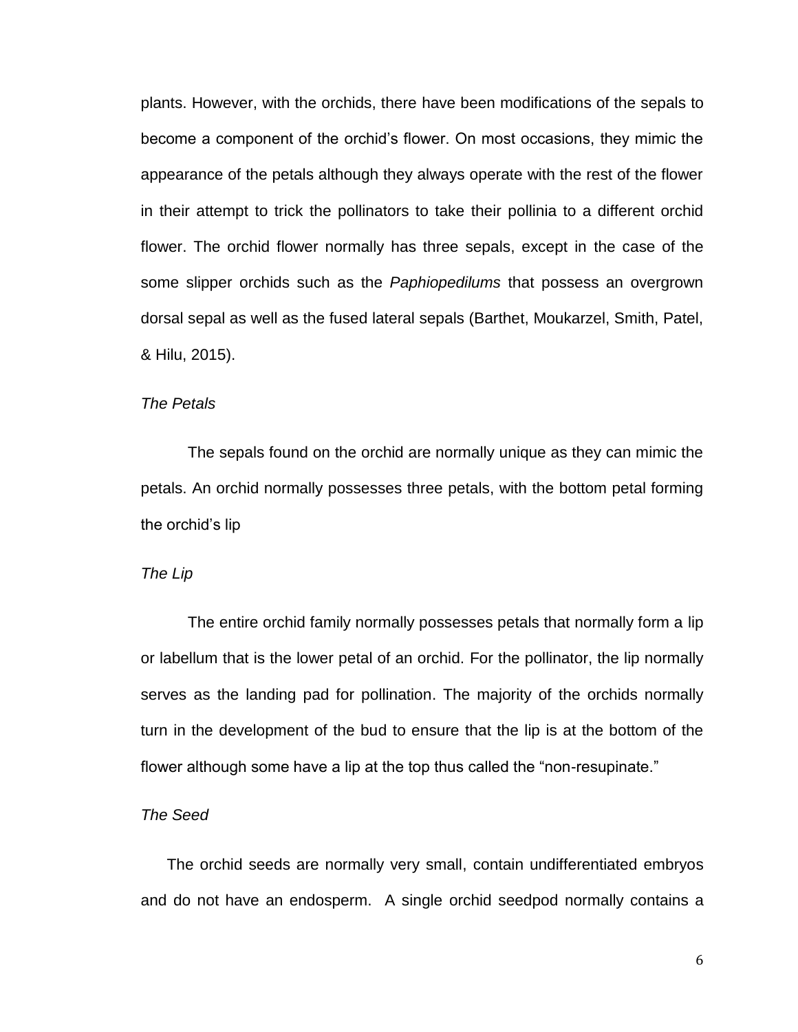plants. However, with the orchids, there have been modifications of the sepals to become a component of the orchid's flower. On most occasions, they mimic the appearance of the petals although they always operate with the rest of the flower in their attempt to trick the pollinators to take their pollinia to a different orchid flower. The orchid flower normally has three sepals, except in the case of the some slipper orchids such as the *Paphiopedilums* that possess an overgrown dorsal sepal as well as the fused lateral sepals (Barthet, Moukarzel, Smith, Patel, & Hilu, 2015).

### *The Petals*

The sepals found on the orchid are normally unique as they can mimic the petals. An orchid normally possesses three petals, with the bottom petal forming the orchid's lip

### *The Lip*

The entire orchid family normally possesses petals that normally form a lip or labellum that is the lower petal of an orchid. For the pollinator, the lip normally serves as the landing pad for pollination. The majority of the orchids normally turn in the development of the bud to ensure that the lip is at the bottom of the flower although some have a lip at the top thus called the "non-resupinate."

### *The Seed*

The orchid seeds are normally very small, contain undifferentiated embryos and do not have an endosperm. A single orchid seedpod normally contains a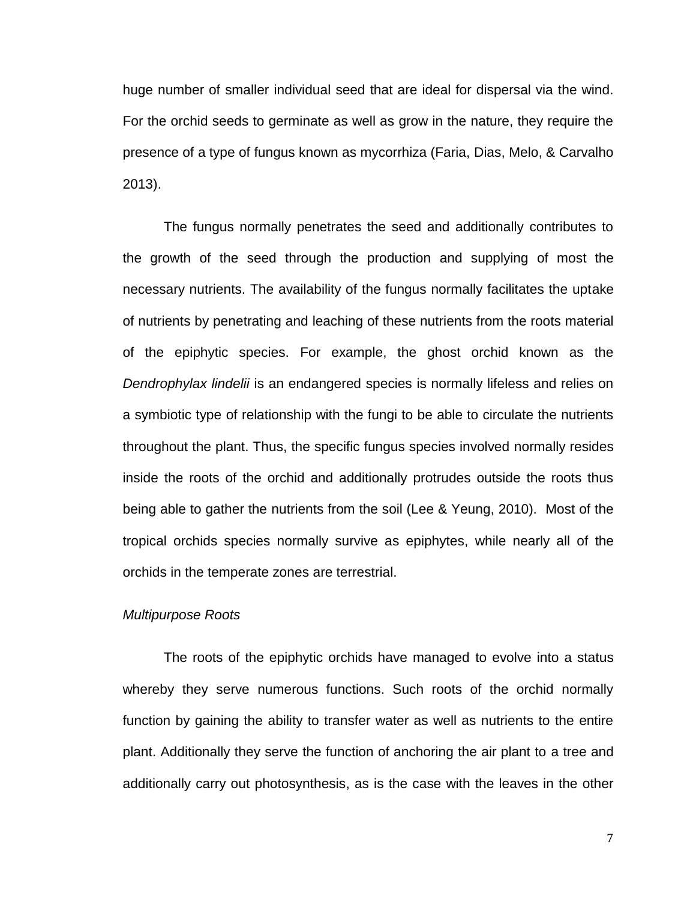huge number of smaller individual seed that are ideal for dispersal via the wind. For the orchid seeds to germinate as well as grow in the nature, they require the presence of a type of fungus known as mycorrhiza (Faria, Dias, Melo, & Carvalho 2013).

The fungus normally penetrates the seed and additionally contributes to the growth of the seed through the production and supplying of most the necessary nutrients. The availability of the fungus normally facilitates the uptake of nutrients by penetrating and leaching of these nutrients from the roots material of the epiphytic species. For example, the ghost orchid known as the *Dendrophylax lindelii* is an endangered species is normally lifeless and relies on a symbiotic type of relationship with the fungi to be able to circulate the nutrients throughout the plant. Thus, the specific fungus species involved normally resides inside the roots of the orchid and additionally protrudes outside the roots thus being able to gather the nutrients from the soil (Lee & Yeung, 2010). Most of the tropical orchids species normally survive as epiphytes, while nearly all of the orchids in the temperate zones are terrestrial.

*Multipurpose Roots*

The roots of the epiphytic orchids have managed to evolve into a status whereby they serve numerous functions. Such roots of the orchid normally function by gaining the ability to transfer water as well as nutrients to the entire plant. Additionally they serve the function of anchoring the air plant to a tree and additionally carry out photosynthesis, as is the case with the leaves in the other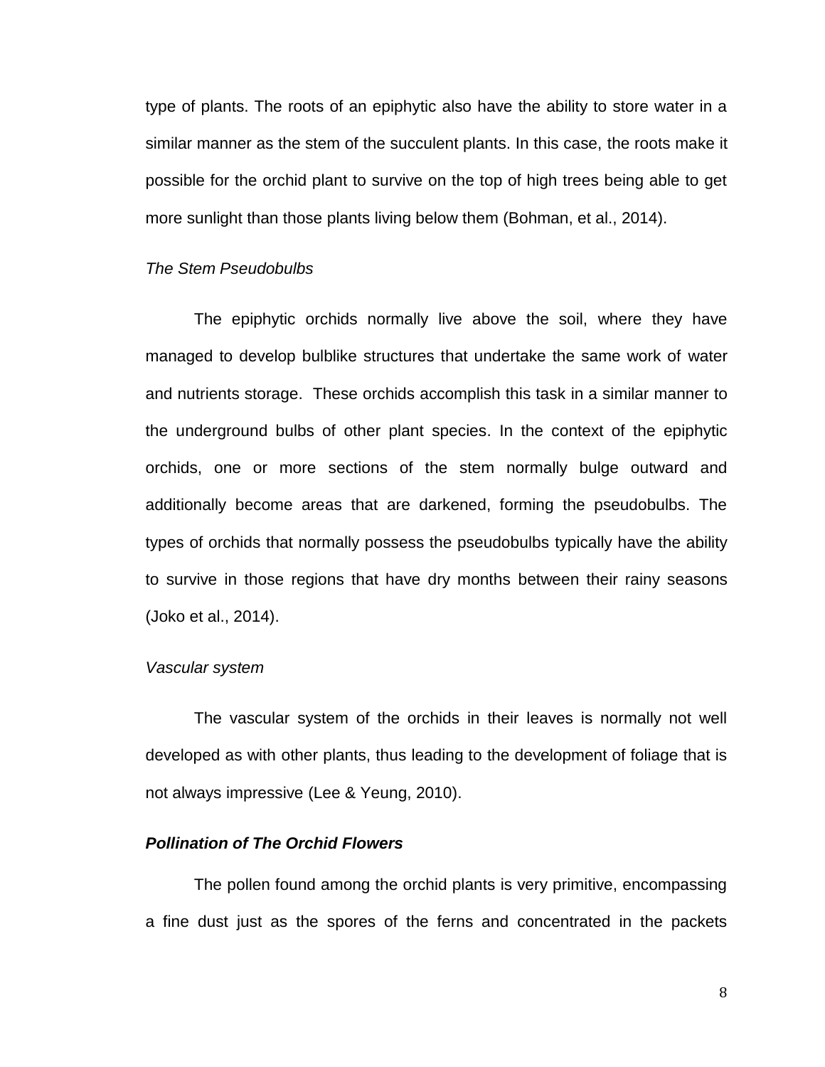type of plants. The roots of an epiphytic also have the ability to store water in a similar manner as the stem of the succulent plants. In this case, the roots make it possible for the orchid plant to survive on the top of high trees being able to get more sunlight than those plants living below them (Bohman, et al., 2014).

*The Stem Pseudobulbs*

The epiphytic orchids normally live above the soil, where they have managed to develop bulblike structures that undertake the same work of water and nutrients storage. These orchids accomplish this task in a similar manner to the underground bulbs of other plant species. In the context of the epiphytic orchids, one or more sections of the stem normally bulge outward and additionally become areas that are darkened, forming the pseudobulbs. The types of orchids that normally possess the pseudobulbs typically have the ability to survive in those regions that have dry months between their rainy seasons (Joko et al., 2014).

*Vascular system*

The vascular system of the orchids in their leaves is normally not well developed as with other plants, thus leading to the development of foliage that is not always impressive (Lee & Yeung, 2010).

***Pollination of The Orchid Flowers***

The pollen found among the orchid plants is very primitive, encompassing a fine dust just as the spores of the ferns and concentrated in the packets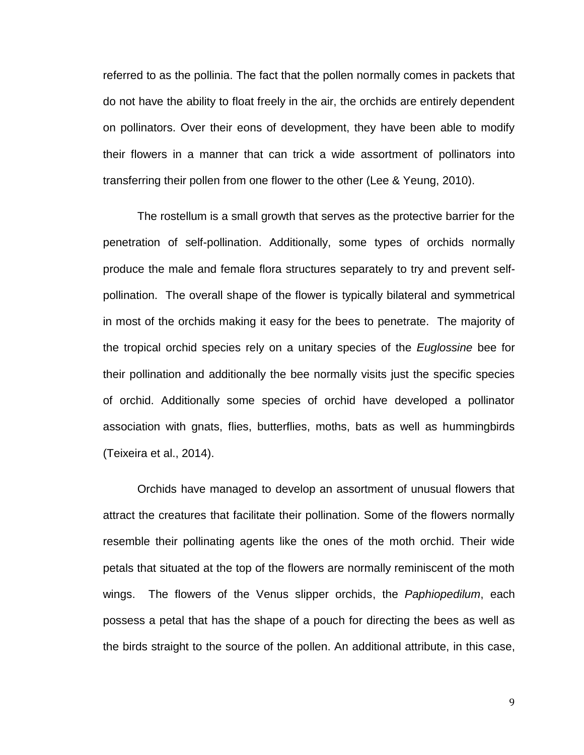referred to as the pollinia. The fact that the pollen normally comes in packets that do not have the ability to float freely in the air, the orchids are entirely dependent on pollinators. Over their eons of development, they have been able to modify their flowers in a manner that can trick a wide assortment of pollinators into transferring their pollen from one flower to the other (Lee & Yeung, 2010).

The rostellum is a small growth that serves as the protective barrier for the penetration of self-pollination. Additionally, some types of orchids normally produce the male and female flora structures separately to try and prevent self-pollination. The overall shape of the flower is typically bilateral and symmetrical in most of the orchids making it easy for the bees to penetrate. The majority of the tropical orchid species rely on a unitary species of the *Euglossine* bee for their pollination and additionally the bee normally visits just the specific species of orchid. Additionally some species of orchid have developed a pollinator association with gnats, flies, butterflies, moths, bats as well as hummingbirds (Teixeira et al., 2014).

Orchids have managed to develop an assortment of unusual flowers that attract the creatures that facilitate their pollination. Some of the flowers normally resemble their pollinating agents like the ones of the moth orchid. Their wide petals that situated at the top of the flowers are normally reminiscent of the moth wings. The flowers of the Venus slipper orchids, the *Paphiopedilum*, each possess a petal that has the shape of a pouch for directing the bees as well as the birds straight to the source of the pollen. An additional attribute, in this case,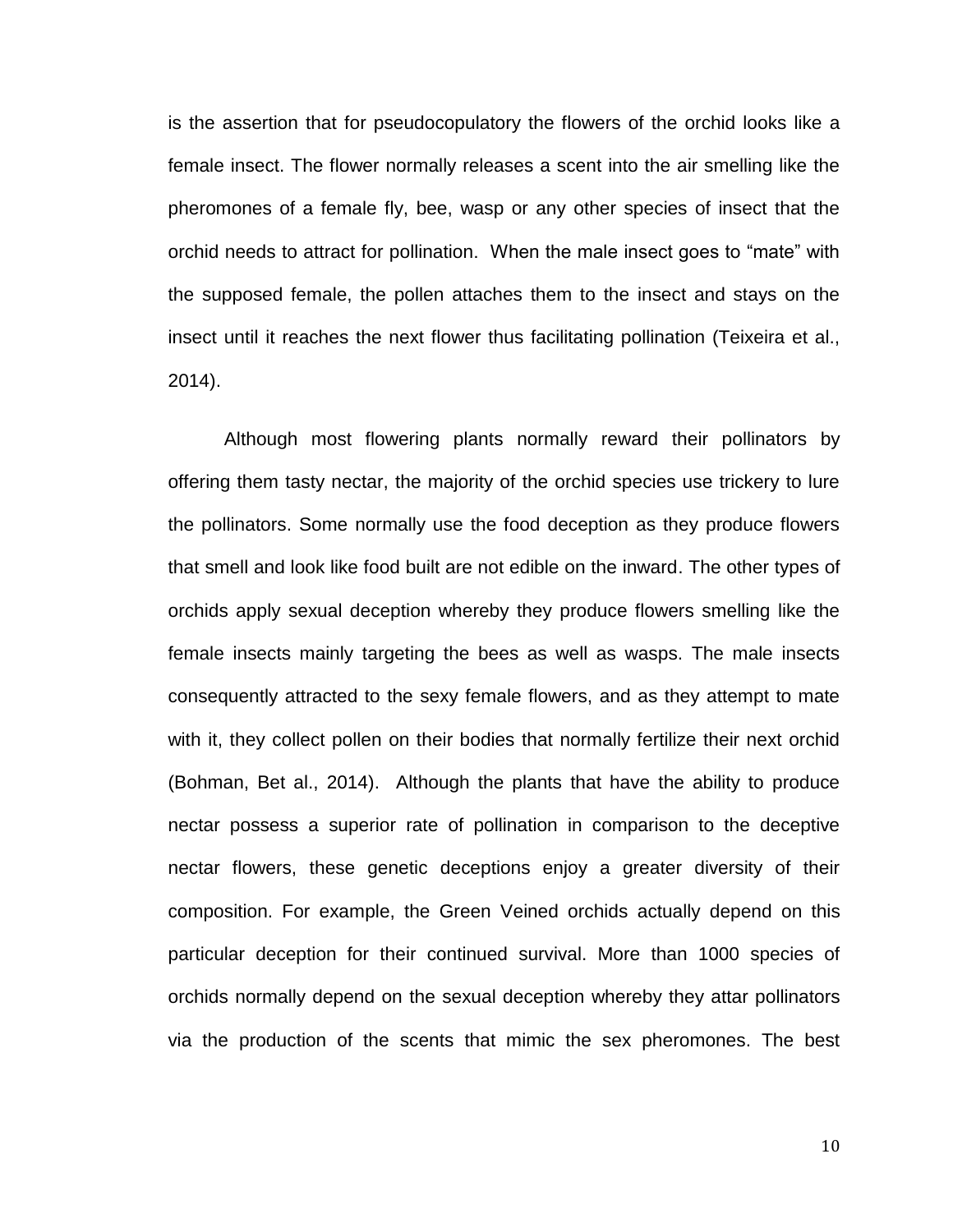is the assertion that for pseudocopulatory the flowers of the orchid looks like a female insect. The flower normally releases a scent into the air smelling like the pheromones of a female fly, bee, wasp or any other species of insect that the orchid needs to attract for pollination. When the male insect goes to "mate" with the supposed female, the pollen attaches them to the insect and stays on the insect until it reaches the next flower thus facilitating pollination (Teixeira et al., 2014).

Although most flowering plants normally reward their pollinators by offering them tasty nectar, the majority of the orchid species use trickery to lure the pollinators. Some normally use the food deception as they produce flowers that smell and look like food built are not edible on the inward. The other types of orchids apply sexual deception whereby they produce flowers smelling like the female insects mainly targeting the bees as well as wasps. The male insects consequently attracted to the sexy female flowers, and as they attempt to mate with it, they collect pollen on their bodies that normally fertilize their next orchid (Bohman, Bet al., 2014). Although the plants that have the ability to produce nectar possess a superior rate of pollination in comparison to the deceptive nectar flowers, these genetic deceptions enjoy a greater diversity of their composition. For example, the Green Veined orchids actually depend on this particular deception for their continued survival. More than 1000 species of orchids normally depend on the sexual deception whereby they attar pollinators via the production of the scents that mimic the sex pheromones. The best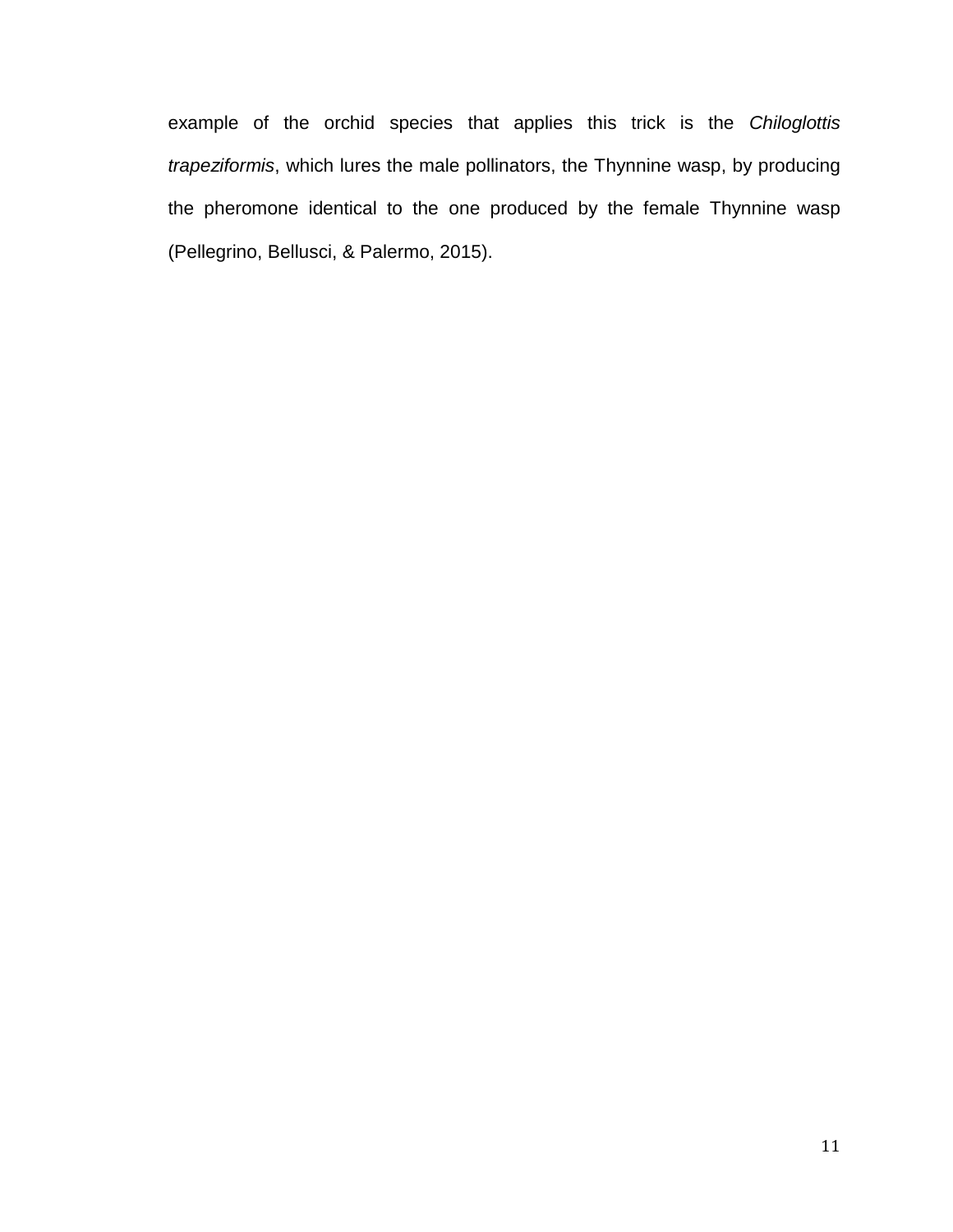example of the orchid species that applies this trick is the *Chiloglottis trapeziformis*, which lures the male pollinators, the Thynnine wasp, by producing the pheromone identical to the one produced by the female Thynnine wasp (Pellegrino, Bellusci, & Palermo, 2015).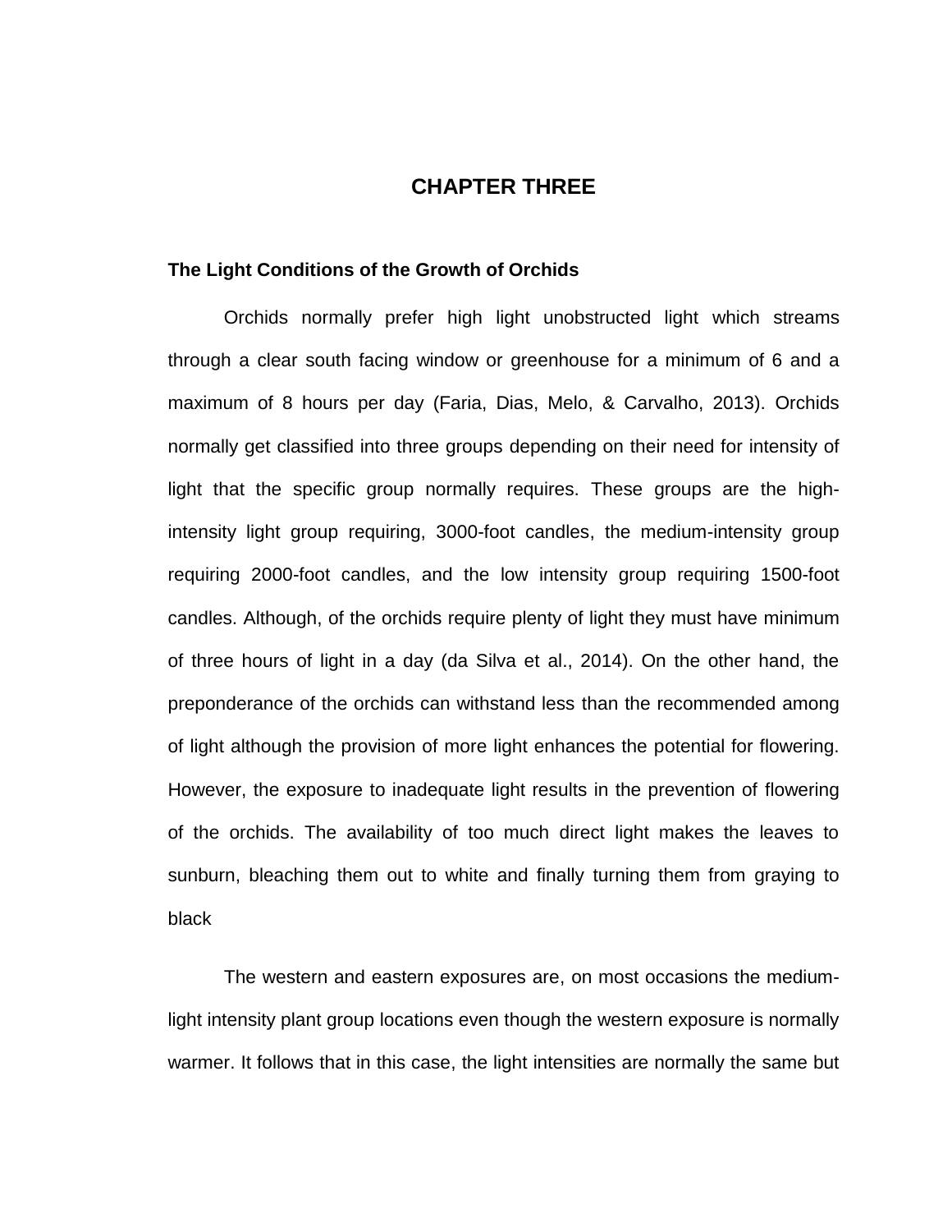# CHAPTER THREE

## The Light Conditions of the Growth of Orchids

Orchids normally prefer high light unobstructed light which streams through a clear south facing window or greenhouse for a minimum of 6 and a maximum of 8 hours per day (Faria, Dias, Melo, & Carvalho, 2013). Orchids normally get classified into three groups depending on their need for intensity of light that the specific group normally requires. These groups are the high-intensity light group requiring, 3000-foot candles, the medium-intensity group requiring 2000-foot candles, and the low intensity group requiring 1500-foot candles. Although, of the orchids require plenty of light they must have minimum of three hours of light in a day (da Silva et al., 2014). On the other hand, the preponderance of the orchids can withstand less than the recommended among of light although the provision of more light enhances the potential for flowering. However, the exposure to inadequate light results in the prevention of flowering of the orchids. The availability of too much direct light makes the leaves to sunburn, bleaching them out to white and finally turning them from graying to black

The western and eastern exposures are, on most occasions the medium-light intensity plant group locations even though the western exposure is normally warmer. It follows that in this case, the light intensities are normally the same but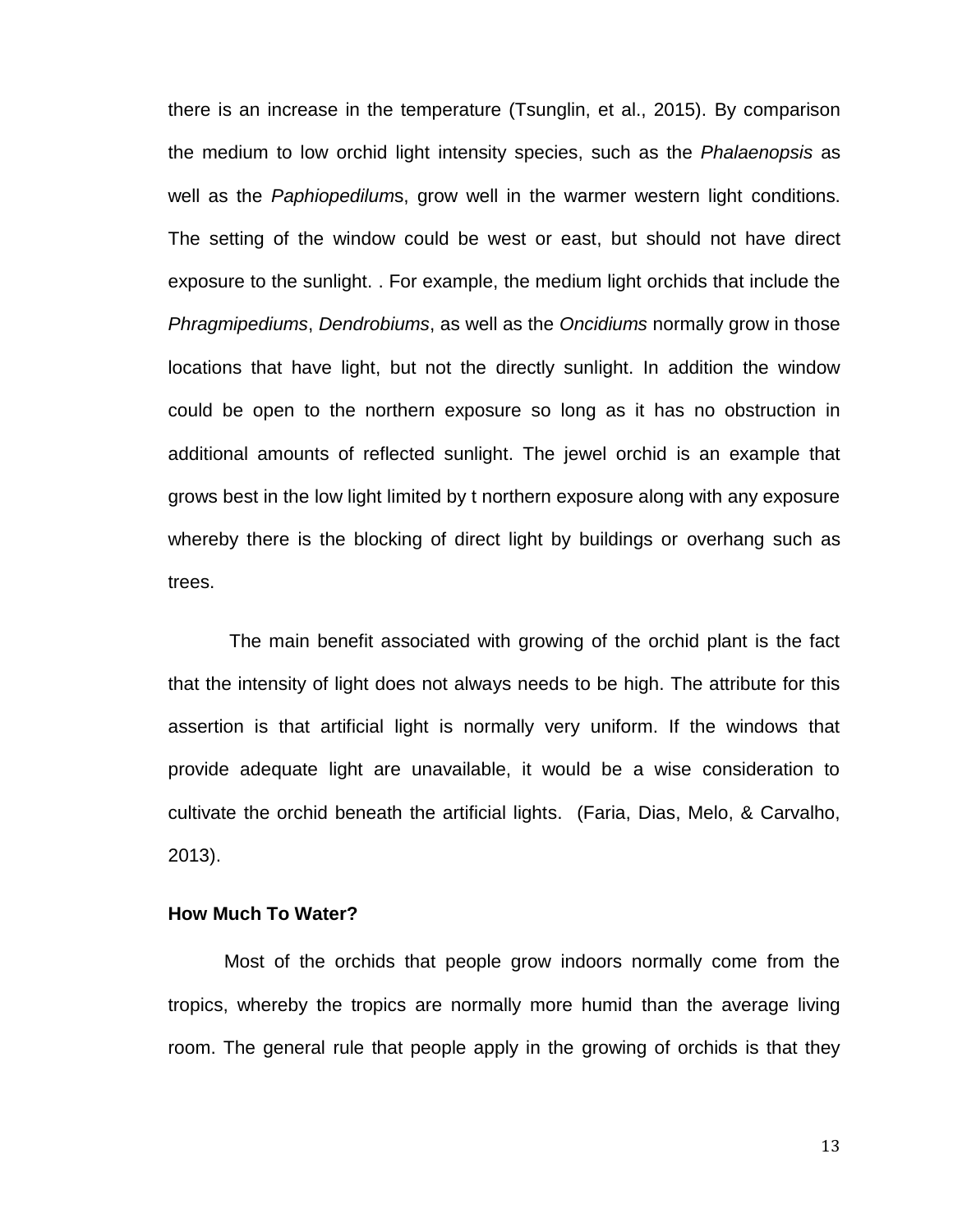there is an increase in the temperature (Tsunglin, et al., 2015). By comparison the medium to low orchid light intensity species, such as the *Phalaenopsis* as well as the *Paphiopedilum*s, grow well in the warmer western light conditions. The setting of the window could be west or east, but should not have direct exposure to the sunlight. . For example, the medium light orchids that include the *Phragmipediums*, *Dendrobiums*, as well as the *Oncidiums* normally grow in those locations that have light, but not the directly sunlight. In addition the window could be open to the northern exposure so long as it has no obstruction in additional amounts of reflected sunlight. The jewel orchid is an example that grows best in the low light limited by t northern exposure along with any exposure whereby there is the blocking of direct light by buildings or overhang such as trees.

The main benefit associated with growing of the orchid plant is the fact that the intensity of light does not always needs to be high. The attribute for this assertion is that artificial light is normally very uniform. If the windows that provide adequate light are unavailable, it would be a wise consideration to cultivate the orchid beneath the artificial lights. (Faria, Dias, Melo, & Carvalho, 2013).

**How Much To Water?**

Most of the orchids that people grow indoors normally come from the tropics, whereby the tropics are normally more humid than the average living room. The general rule that people apply in the growing of orchids is that they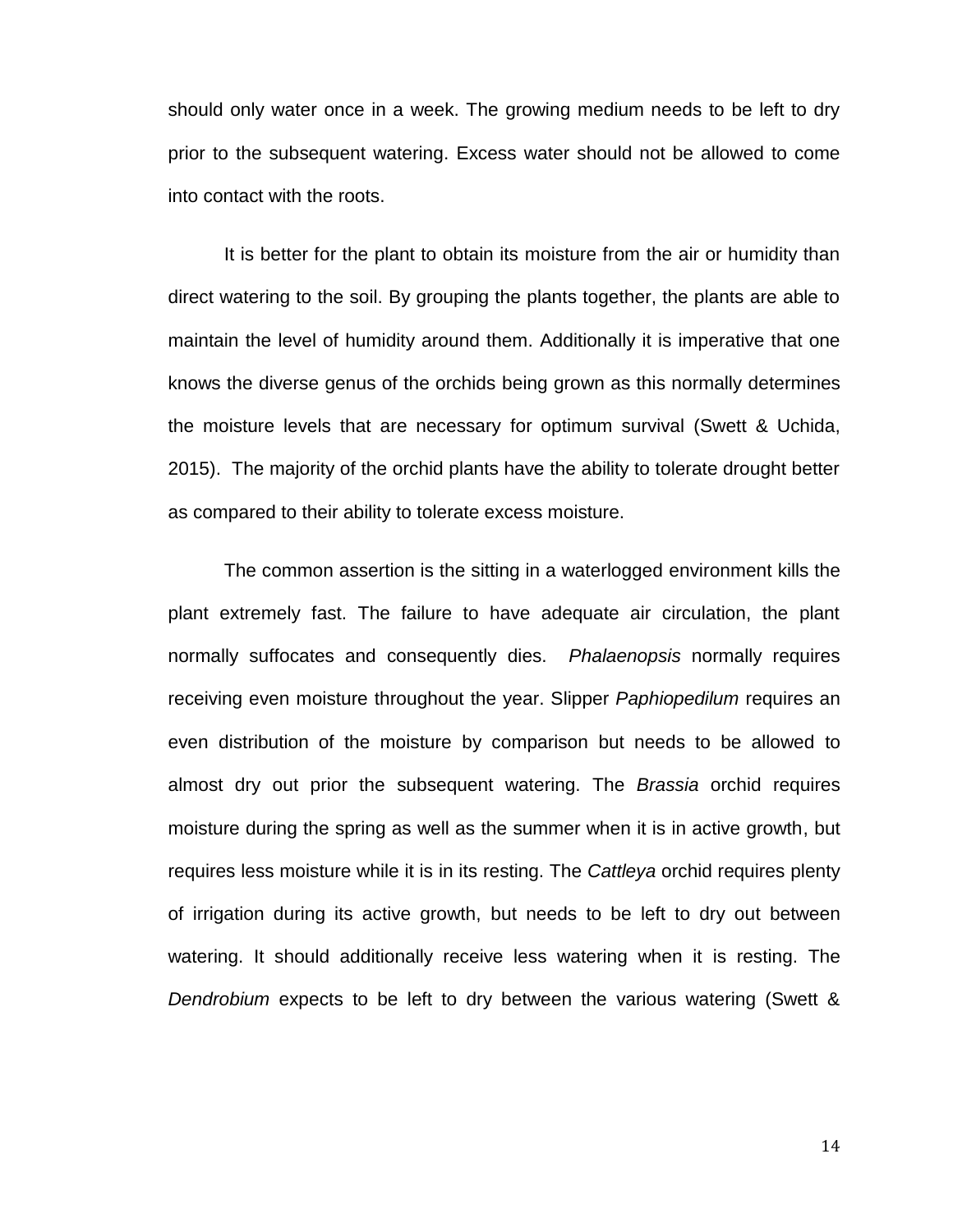should only water once in a week. The growing medium needs to be left to dry prior to the subsequent watering. Excess water should not be allowed to come into contact with the roots.

It is better for the plant to obtain its moisture from the air or humidity than direct watering to the soil. By grouping the plants together, the plants are able to maintain the level of humidity around them. Additionally it is imperative that one knows the diverse genus of the orchids being grown as this normally determines the moisture levels that are necessary for optimum survival (Swett & Uchida, 2015). The majority of the orchid plants have the ability to tolerate drought better as compared to their ability to tolerate excess moisture.

The common assertion is the sitting in a waterlogged environment kills the plant extremely fast. The failure to have adequate air circulation, the plant normally suffocates and consequently dies. *Phalaenopsis* normally requires receiving even moisture throughout the year. Slipper *Paphiopedilum* requires an even distribution of the moisture by comparison but needs to be allowed to almost dry out prior the subsequent watering. The *Brassia* orchid requires moisture during the spring as well as the summer when it is in active growth, but requires less moisture while it is in its resting. The *Cattleya* orchid requires plenty of irrigation during its active growth, but needs to be left to dry out between watering. It should additionally receive less watering when it is resting. The *Dendrobium* expects to be left to dry between the various watering (Swett &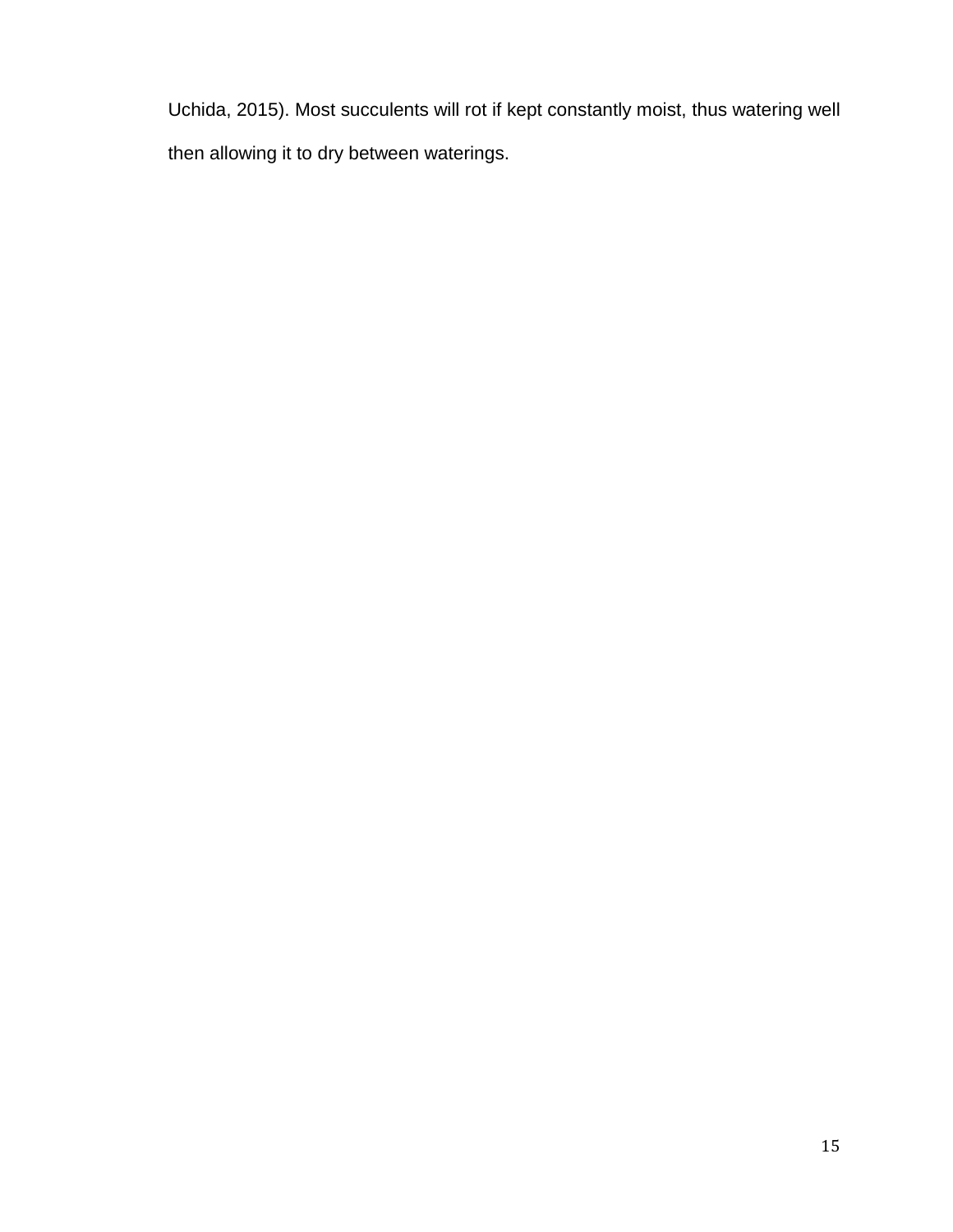Uchida, 2015). Most succulents will rot if kept constantly moist, thus watering well then allowing it to dry between waterings.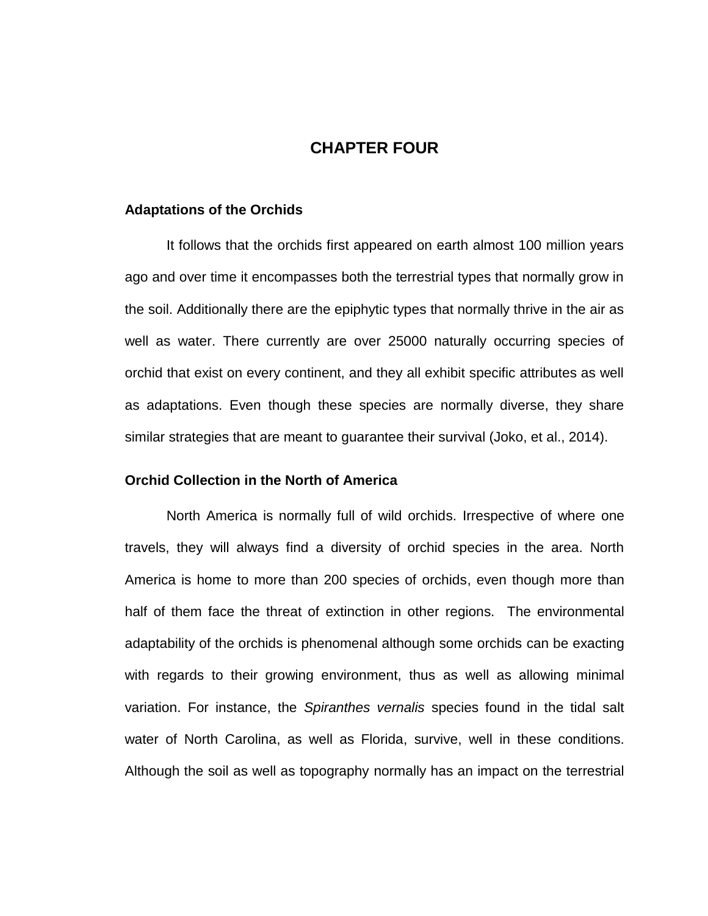# CHAPTER FOUR

**Adaptations of the Orchids**

It follows that the orchids first appeared on earth almost 100 million years ago and over time it encompasses both the terrestrial types that normally grow in the soil. Additionally there are the epiphytic types that normally thrive in the air as well as water. There currently are over 25000 naturally occurring species of orchid that exist on every continent, and they all exhibit specific attributes as well as adaptations. Even though these species are normally diverse, they share similar strategies that are meant to guarantee their survival (Joko, et al., 2014).

**Orchid Collection in the North of America**

North America is normally full of wild orchids. Irrespective of where one travels, they will always find a diversity of orchid species in the area. North America is home to more than 200 species of orchids, even though more than half of them face the threat of extinction in other regions. The environmental adaptability of the orchids is phenomenal although some orchids can be exacting with regards to their growing environment, thus as well as allowing minimal variation. For instance, the *Spiranthes vernalis* species found in the tidal salt water of North Carolina, as well as Florida, survive, well in these conditions. Although the soil as well as topography normally has an impact on the terrestrial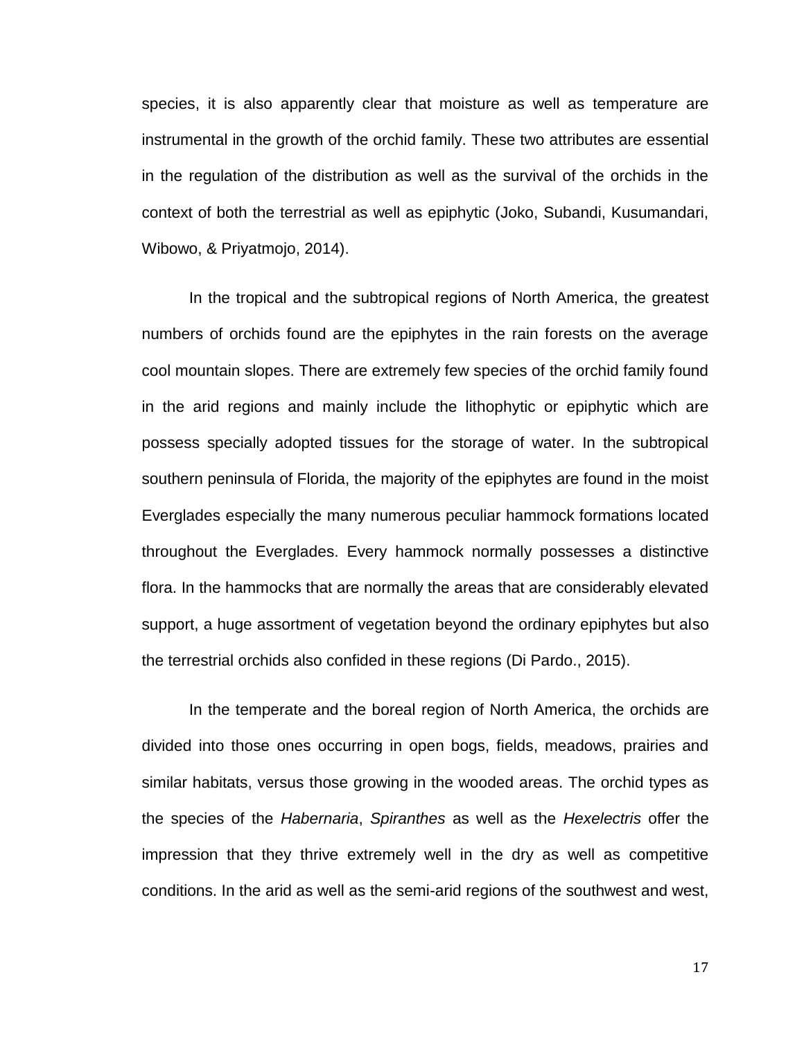species, it is also apparently clear that moisture as well as temperature are instrumental in the growth of the orchid family. These two attributes are essential in the regulation of the distribution as well as the survival of the orchids in the context of both the terrestrial as well as epiphytic (Joko, Subandi, Kusumandari, Wibowo, & Priyatmojo, 2014).

In the tropical and the subtropical regions of North America, the greatest numbers of orchids found are the epiphytes in the rain forests on the average cool mountain slopes. There are extremely few species of the orchid family found in the arid regions and mainly include the lithophytic or epiphytic which are possess specially adopted tissues for the storage of water. In the subtropical southern peninsula of Florida, the majority of the epiphytes are found in the moist Everglades especially the many numerous peculiar hammock formations located throughout the Everglades. Every hammock normally possesses a distinctive flora. In the hammocks that are normally the areas that are considerably elevated support, a huge assortment of vegetation beyond the ordinary epiphytes but also the terrestrial orchids also confided in these regions (Di Pardo., 2015).

In the temperate and the boreal region of North America, the orchids are divided into those ones occurring in open bogs, fields, meadows, prairies and similar habitats, versus those growing in the wooded areas. The orchid types as the species of the *Habernaria*, *Spiranthes* as well as the *Hexelectris* offer the impression that they thrive extremely well in the dry as well as competitive conditions. In the arid as well as the semi-arid regions of the southwest and west,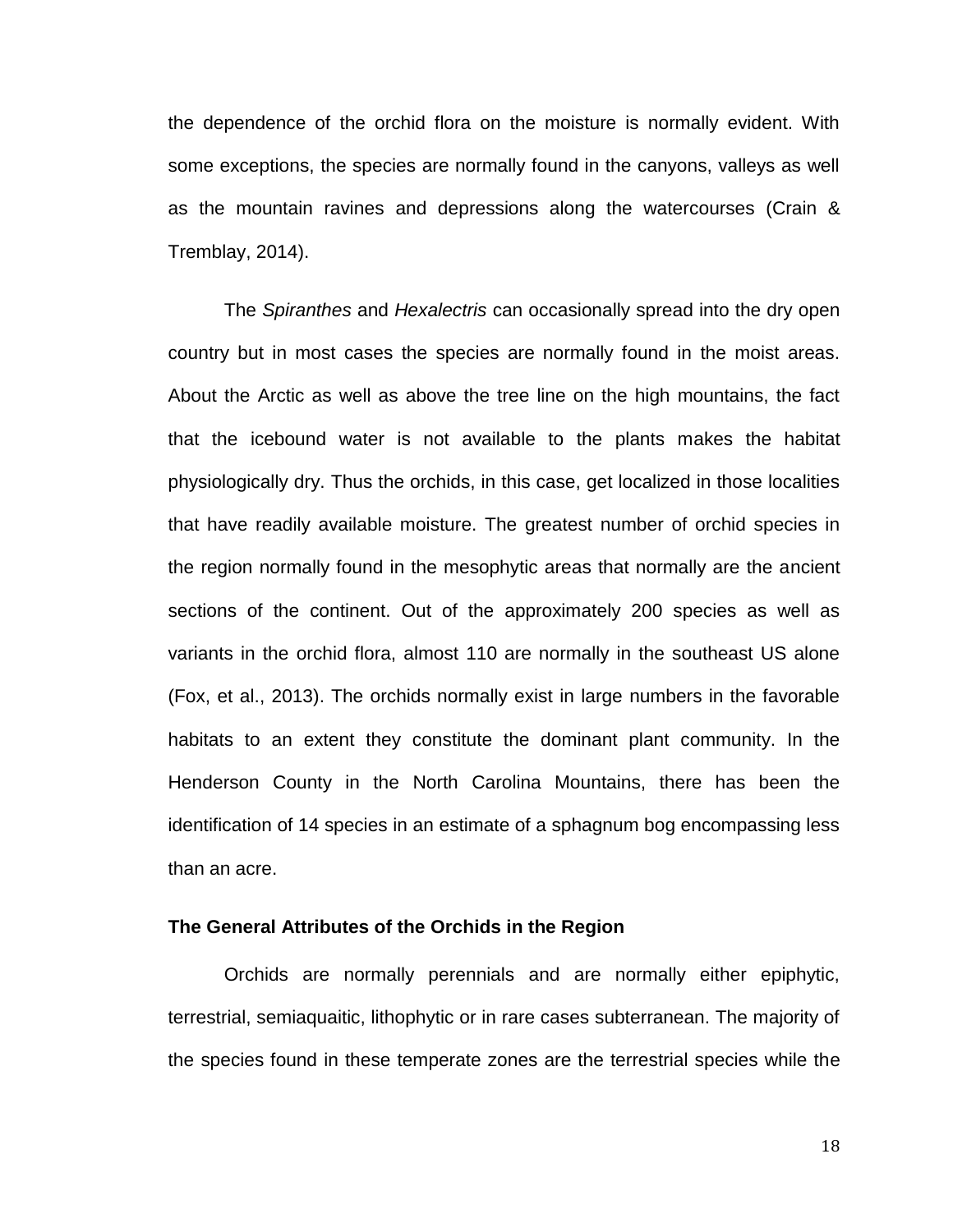the dependence of the orchid flora on the moisture is normally evident. With some exceptions, the species are normally found in the canyons, valleys as well as the mountain ravines and depressions along the watercourses (Crain & Tremblay, 2014).

The *Spiranthes* and *Hexalectris* can occasionally spread into the dry open country but in most cases the species are normally found in the moist areas. About the Arctic as well as above the tree line on the high mountains, the fact that the icebound water is not available to the plants makes the habitat physiologically dry. Thus the orchids, in this case, get localized in those localities that have readily available moisture. The greatest number of orchid species in the region normally found in the mesophytic areas that normally are the ancient sections of the continent. Out of the approximately 200 species as well as variants in the orchid flora, almost 110 are normally in the southeast US alone (Fox, et al., 2013). The orchids normally exist in large numbers in the favorable habitats to an extent they constitute the dominant plant community. In the Henderson County in the North Carolina Mountains, there has been the identification of 14 species in an estimate of a sphagnum bog encompassing less than an acre.

### The General Attributes of the Orchids in the Region

Orchids are normally perennials and are normally either epiphytic, terrestrial, semiaquaitic, lithophytic or in rare cases subterranean. The majority of the species found in these temperate zones are the terrestrial species while the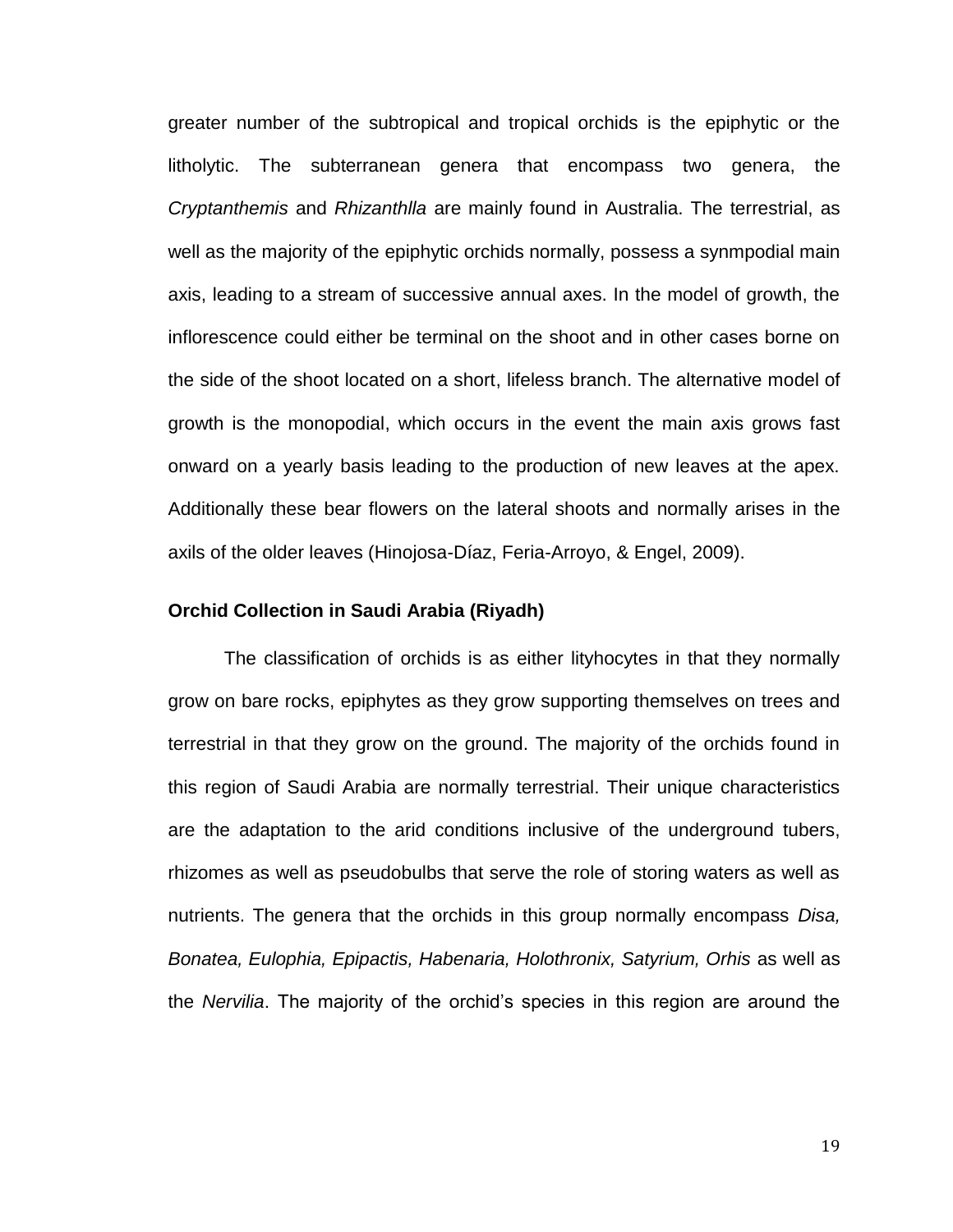greater number of the subtropical and tropical orchids is the epiphytic or the litholytic. The subterranean genera that encompass two genera, the *Cryptanthemis* and *Rhizanthlla* are mainly found in Australia. The terrestrial, as well as the majority of the epiphytic orchids normally, possess a synmpodial main axis, leading to a stream of successive annual axes. In the model of growth, the inflorescence could either be terminal on the shoot and in other cases borne on the side of the shoot located on a short, lifeless branch. The alternative model of growth is the monopodial, which occurs in the event the main axis grows fast onward on a yearly basis leading to the production of new leaves at the apex. Additionally these bear flowers on the lateral shoots and normally arises in the axils of the older leaves (Hinojosa-Díaz, Feria-Arroyo, & Engel, 2009).

**Orchid Collection in Saudi Arabia (Riyadh)**

The classification of orchids is as either lityhocytes in that they normally grow on bare rocks, epiphytes as they grow supporting themselves on trees and terrestrial in that they grow on the ground. The majority of the orchids found in this region of Saudi Arabia are normally terrestrial. Their unique characteristics are the adaptation to the arid conditions inclusive of the underground tubers, rhizomes as well as pseudobulbs that serve the role of storing waters as well as nutrients. The genera that the orchids in this group normally encompass *Disa, Bonatea, Eulophia, Epipactis, Habenaria, Holothronix, Satyrium, Orhis* as well as the *Nervilia*. The majority of the orchid's species in this region are around the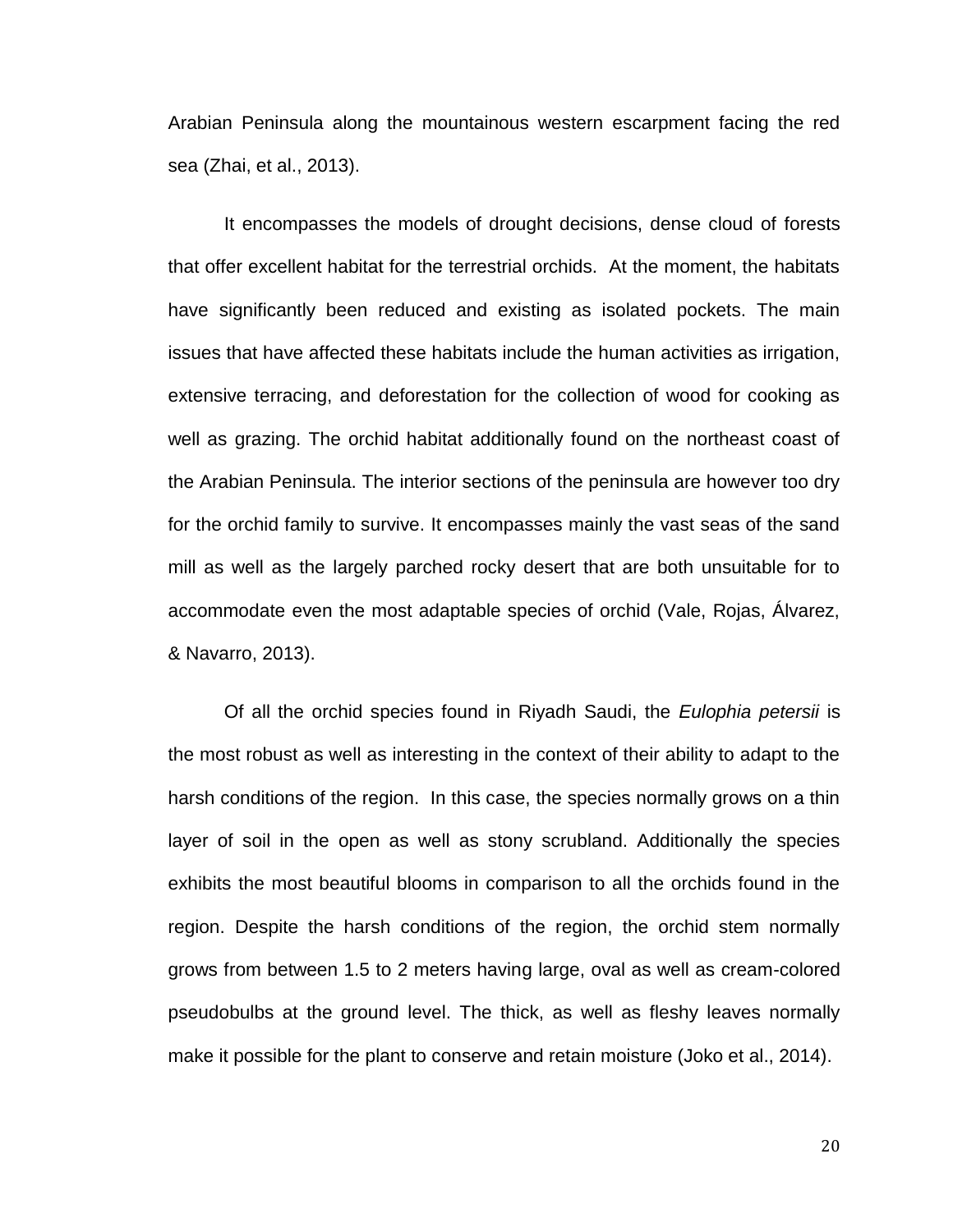Arabian Peninsula along the mountainous western escarpment facing the red sea (Zhai, et al., 2013).

It encompasses the models of drought decisions, dense cloud of forests that offer excellent habitat for the terrestrial orchids. At the moment, the habitats have significantly been reduced and existing as isolated pockets. The main issues that have affected these habitats include the human activities as irrigation, extensive terracing, and deforestation for the collection of wood for cooking as well as grazing. The orchid habitat additionally found on the northeast coast of the Arabian Peninsula. The interior sections of the peninsula are however too dry for the orchid family to survive. It encompasses mainly the vast seas of the sand mill as well as the largely parched rocky desert that are both unsuitable for to accommodate even the most adaptable species of orchid (Vale, Rojas, Álvarez, & Navarro, 2013).

Of all the orchid species found in Riyadh Saudi, the *Eulophia petersii* is the most robust as well as interesting in the context of their ability to adapt to the harsh conditions of the region. In this case, the species normally grows on a thin layer of soil in the open as well as stony scrubland. Additionally the species exhibits the most beautiful blooms in comparison to all the orchids found in the region. Despite the harsh conditions of the region, the orchid stem normally grows from between 1.5 to 2 meters having large, oval as well as cream-colored pseudobulbs at the ground level. The thick, as well as fleshy leaves normally make it possible for the plant to conserve and retain moisture (Joko et al., 2014).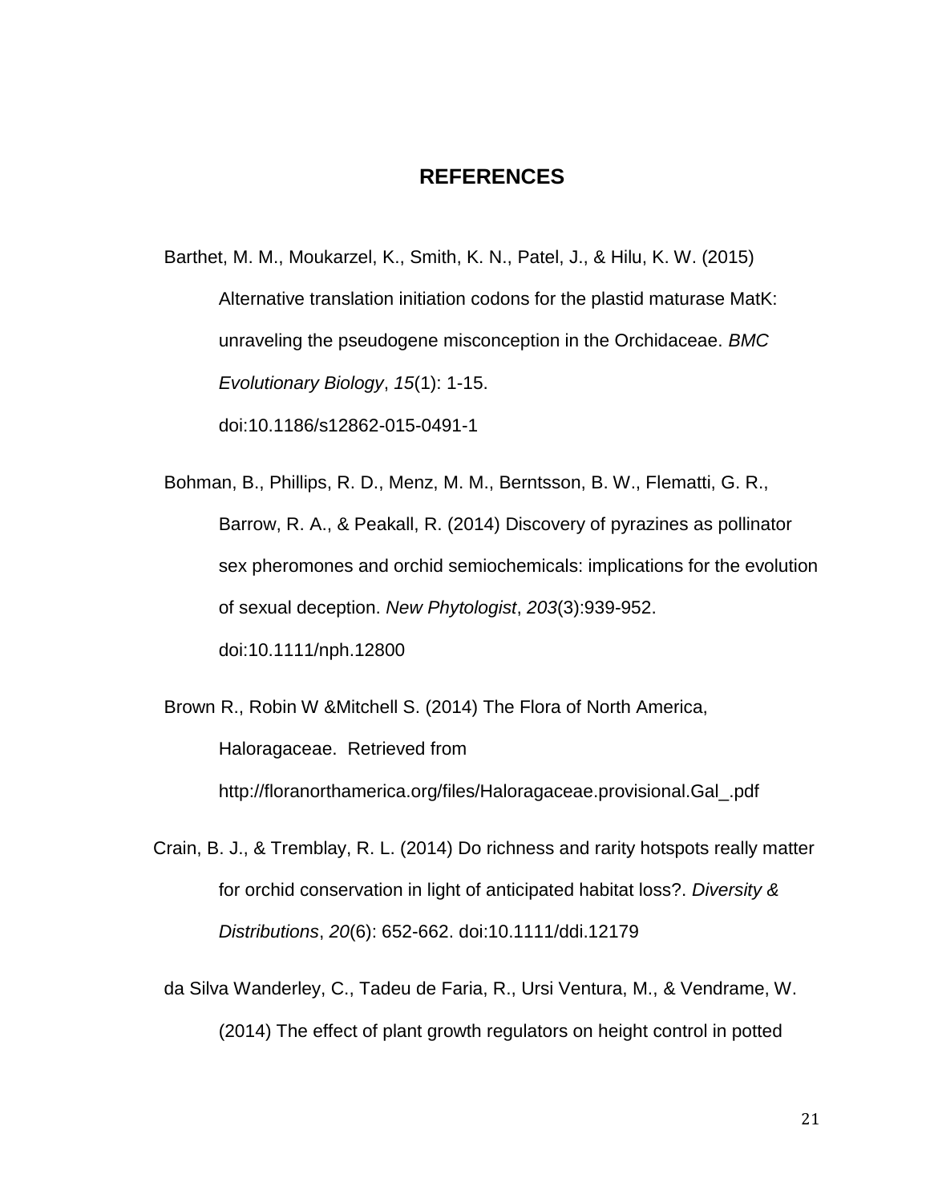# REFERENCES

Barthet, M. M., Moukarzel, K., Smith, K. N., Patel, J., & Hilu, K. W. (2015) Alternative translation initiation codons for the plastid maturase MatK: unraveling the pseudogene misconception in the Orchidaceae. *BMC Evolutionary Biology*, *15*(1): 1-15. doi:10.1186/s12862-015-0491-1

Bohman, B., Phillips, R. D., Menz, M. M., Berntsson, B. W., Flematti, G. R., Barrow, R. A., & Peakall, R. (2014) Discovery of pyrazines as pollinator sex pheromones and orchid semiochemicals: implications for the evolution of sexual deception. *New Phytologist*, *203*(3):939-952. doi:10.1111/nph.12800

Brown R., Robin W &Mitchell S. (2014) The Flora of North America, Haloragaceae. Retrieved from http://floranorthamerica.org/files/Haloragaceae.provisional.Gal_.pdf

Crain, B. J., & Tremblay, R. L. (2014) Do richness and rarity hotspots really matter for orchid conservation in light of anticipated habitat loss?. *Diversity & Distributions*, *20*(6): 652-662. doi:10.1111/ddi.12179

da Silva Wanderley, C., Tadeu de Faria, R., Ursi Ventura, M., & Vendrame, W. (2014) The effect of plant growth regulators on height control in potted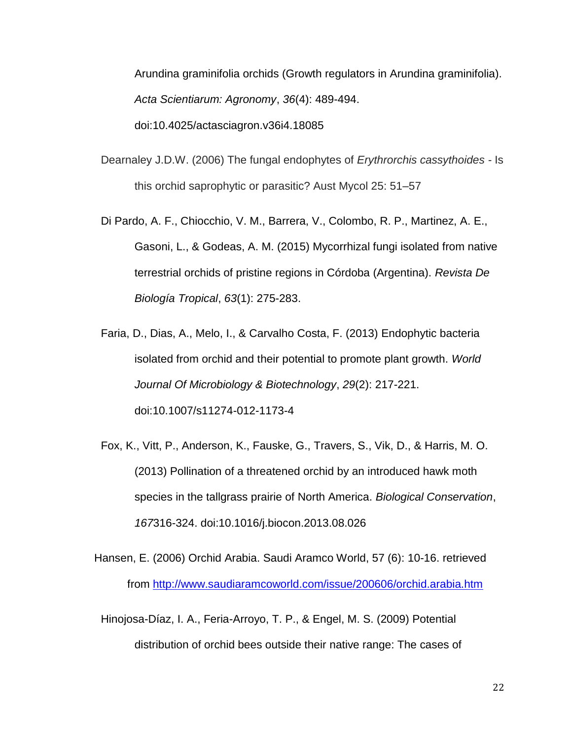Arundina graminifolia orchids (Growth regulators in Arundina graminifolia). *Acta Scientiarum: Agronomy*, *36*(4): 489-494. doi:10.4025/actasciagron.v36i4.18085

Dearnaley J.D.W. (2006) The fungal endophytes of *Erythrorchis cassythoides* - Is this orchid saprophytic or parasitic? Aust Mycol 25: 51–57

Di Pardo, A. F., Chiocchio, V. M., Barrera, V., Colombo, R. P., Martinez, A. E., Gasoni, L., & Godeas, A. M. (2015) Mycorrhizal fungi isolated from native terrestrial orchids of pristine regions in Córdoba (Argentina). *Revista De Biología Tropical*, *63*(1): 275-283.

Faria, D., Dias, A., Melo, I., & Carvalho Costa, F. (2013) Endophytic bacteria isolated from orchid and their potential to promote plant growth. *World Journal Of Microbiology & Biotechnology*, *29*(2): 217-221. doi:10.1007/s11274-012-1173-4

Fox, K., Vitt, P., Anderson, K., Fauske, G., Travers, S., Vik, D., & Harris, M. O. (2013) Pollination of a threatened orchid by an introduced hawk moth species in the tallgrass prairie of North America. *Biological Conservation*, *167*316-324. doi:10.1016/j.biocon.2013.08.026

Hansen, E. (2006) Orchid Arabia. Saudi Aramco World, 57 (6): 10-16. retrieved from http://www.saudiaramcoworld.com/issue/200606/orchid.arabia.htm

Hinojosa-Díaz, I. A., Feria-Arroyo, T. P., & Engel, M. S. (2009) Potential distribution of orchid bees outside their native range: The cases of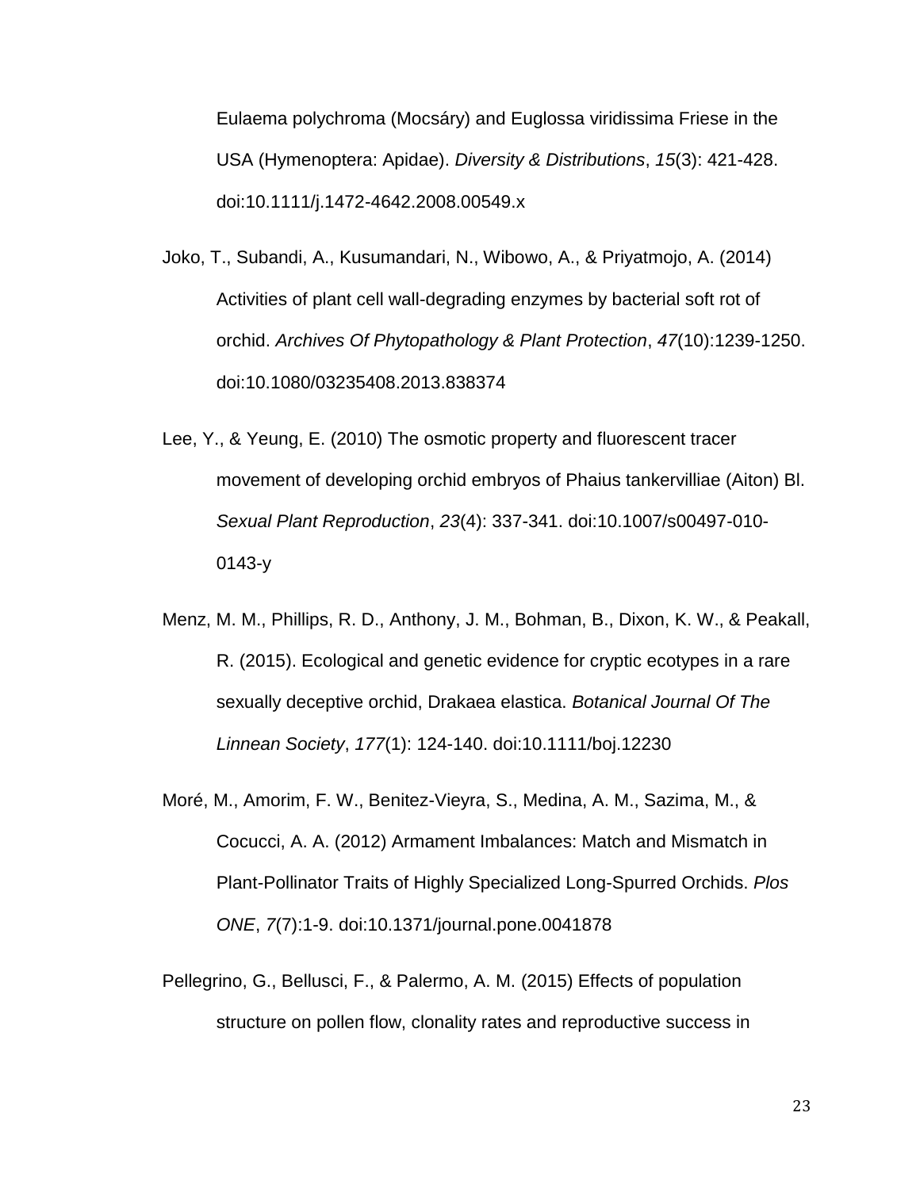Eulaema polychroma (Mocsáry) and Euglossa viridissima Friese in the USA (Hymenoptera: Apidae). *Diversity & Distributions*, *15*(3): 421-428. doi:10.1111/j.1472-4642.2008.00549.x

Joko, T., Subandi, A., Kusumandari, N., Wibowo, A., & Priyatmojo, A. (2014) Activities of plant cell wall-degrading enzymes by bacterial soft rot of orchid. *Archives Of Phytopathology & Plant Protection*, *47*(10):1239-1250. doi:10.1080/03235408.2013.838374

Lee, Y., & Yeung, E. (2010) The osmotic property and fluorescent tracer movement of developing orchid embryos of Phaius tankervilliae (Aiton) Bl. *Sexual Plant Reproduction*, *23*(4): 337-341. doi:10.1007/s00497-010-0143-y

Menz, M. M., Phillips, R. D., Anthony, J. M., Bohman, B., Dixon, K. W., & Peakall, R. (2015). Ecological and genetic evidence for cryptic ecotypes in a rare sexually deceptive orchid, Drakaea elastica. *Botanical Journal Of The Linnean Society*, *177*(1): 124-140. doi:10.1111/boj.12230

Moré, M., Amorim, F. W., Benitez-Vieyra, S., Medina, A. M., Sazima, M., & Cocucci, A. A. (2012) Armament Imbalances: Match and Mismatch in Plant-Pollinator Traits of Highly Specialized Long-Spurred Orchids. *Plos ONE*, *7*(7):1-9. doi:10.1371/journal.pone.0041878

Pellegrino, G., Bellusci, F., & Palermo, A. M. (2015) Effects of population structure on pollen flow, clonality rates and reproductive success in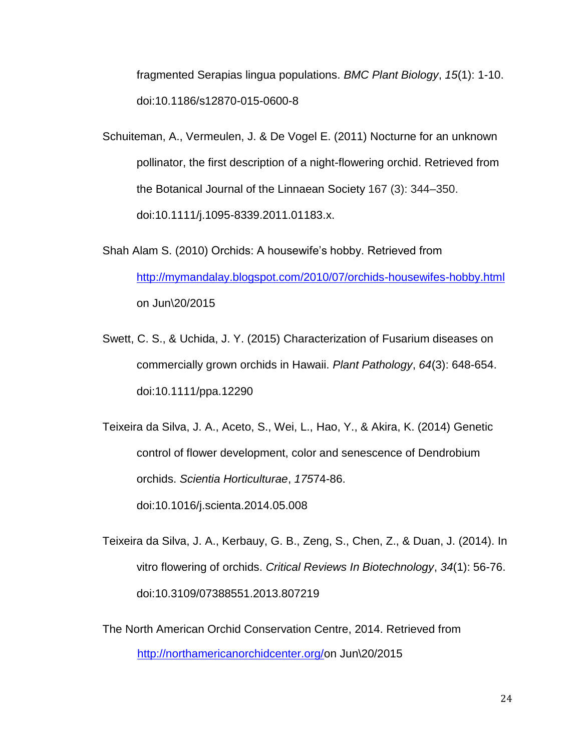fragmented Serapias lingua populations. *BMC Plant Biology*, *15*(1): 1-10. doi:10.1186/s12870-015-0600-8

Schuiteman, A., Vermeulen, J. & De Vogel E. (2011) Nocturne for an unknown pollinator, the first description of a night-flowering orchid. Retrieved from the Botanical Journal of the Linnaean Society 167 (3): 344–350. doi:10.1111/j.1095-8339.2011.01183.x.

Shah Alam S. (2010) Orchids: A housewife's hobby. Retrieved from http://mymandalay.blogspot.com/2010/07/orchids-housewifes-hobby.html on Jun\20/2015

Swett, C. S., & Uchida, J. Y. (2015) Characterization of Fusarium diseases on commercially grown orchids in Hawaii. *Plant Pathology*, *64*(3): 648-654. doi:10.1111/ppa.12290

Teixeira da Silva, J. A., Aceto, S., Wei, L., Hao, Y., & Akira, K. (2014) Genetic control of flower development, color and senescence of Dendrobium orchids. *Scientia Horticulturae*, *175*74-86. doi:10.1016/j.scienta.2014.05.008

Teixeira da Silva, J. A., Kerbauy, G. B., Zeng, S., Chen, Z., & Duan, J. (2014). In vitro flowering of orchids. *Critical Reviews In Biotechnology*, *34*(1): 56-76. doi:10.3109/07388551.2013.807219

The North American Orchid Conservation Centre, 2014. Retrieved from http://northamericanorchidcenter.org/on Jun\20/2015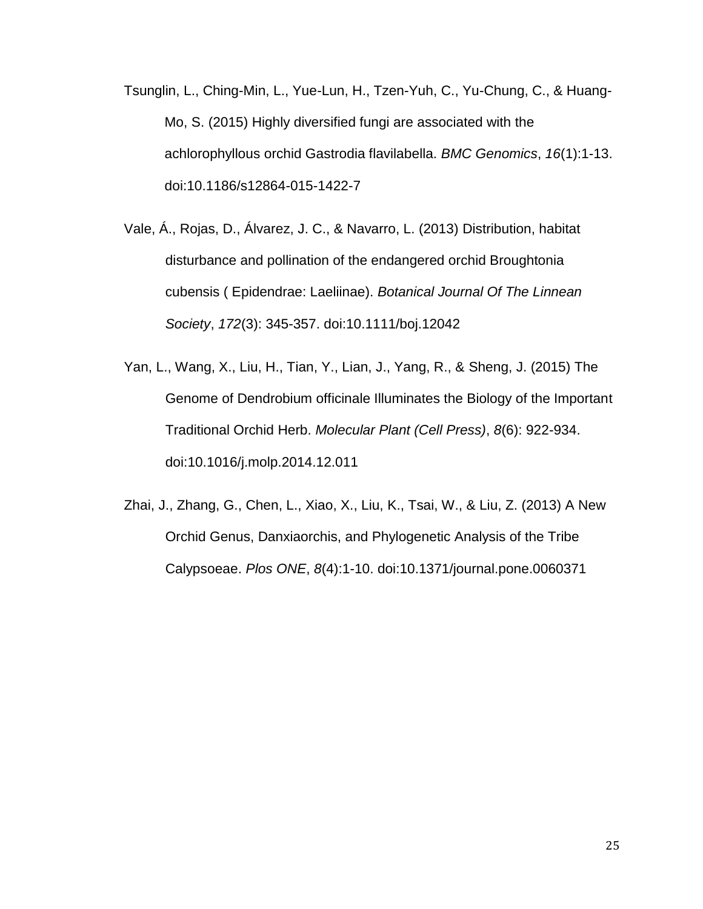Tsunglin, L., Ching-Min, L., Yue-Lun, H., Tzen-Yuh, C., Yu-Chung, C., & Huang-Mo, S. (2015) Highly diversified fungi are associated with the achlorophyllous orchid Gastrodia flavilabella. *BMC Genomics*, *16*(1):1-13. doi:10.1186/s12864-015-1422-7

Vale, Á., Rojas, D., Álvarez, J. C., & Navarro, L. (2013) Distribution, habitat disturbance and pollination of the endangered orchid Broughtonia cubensis ( Epidendrae: Laeliinae). *Botanical Journal Of The Linnean Society*, *172*(3): 345-357. doi:10.1111/boj.12042

Yan, L., Wang, X., Liu, H., Tian, Y., Lian, J., Yang, R., & Sheng, J. (2015) The Genome of Dendrobium officinale Illuminates the Biology of the Important Traditional Orchid Herb. *Molecular Plant (Cell Press)*, *8*(6): 922-934. doi:10.1016/j.molp.2014.12.011

Zhai, J., Zhang, G., Chen, L., Xiao, X., Liu, K., Tsai, W., & Liu, Z. (2013) A New Orchid Genus, Danxiaorchis, and Phylogenetic Analysis of the Tribe Calypsoeae. *Plos ONE*, *8*(4):1-10. doi:10.1371/journal.pone.0060371